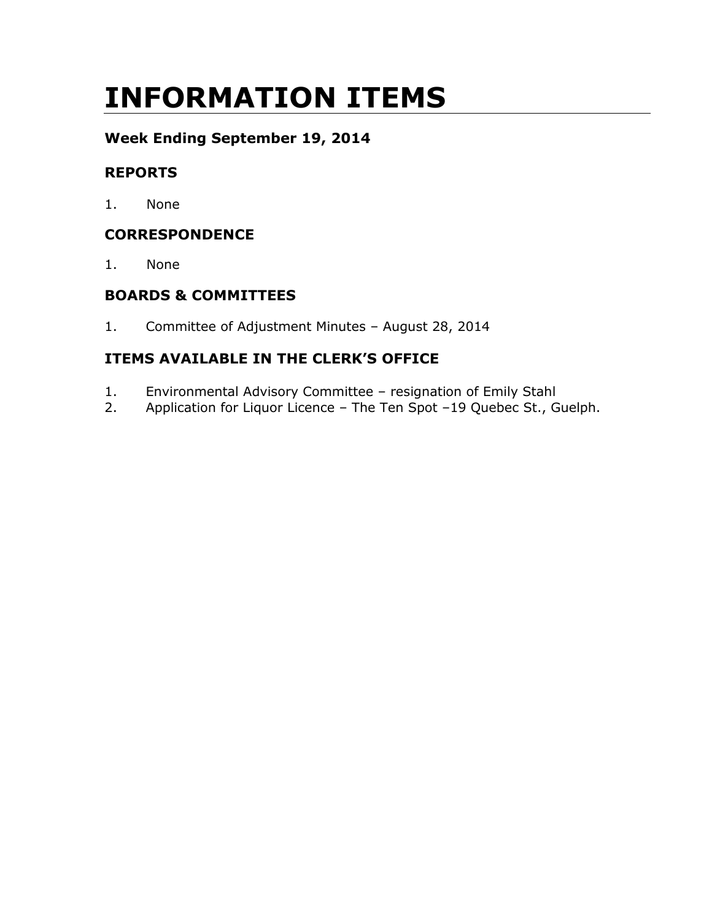# INFORMATION ITEMS

### Week Ending September 19, 2014

### REPORTS

1. None

### CORRESPONDENCE

1. None

### BOARDS & COMMITTEES

1. Committee of Adjustment Minutes – August 28, 2014

### ITEMS AVAILABLE IN THE CLERK'S OFFICE

1. Environmental Advisory Committee – resignation of Emily Stahl
2. Application for Liquor Licence – The Ten Spot –19 Quebec St., Guelph.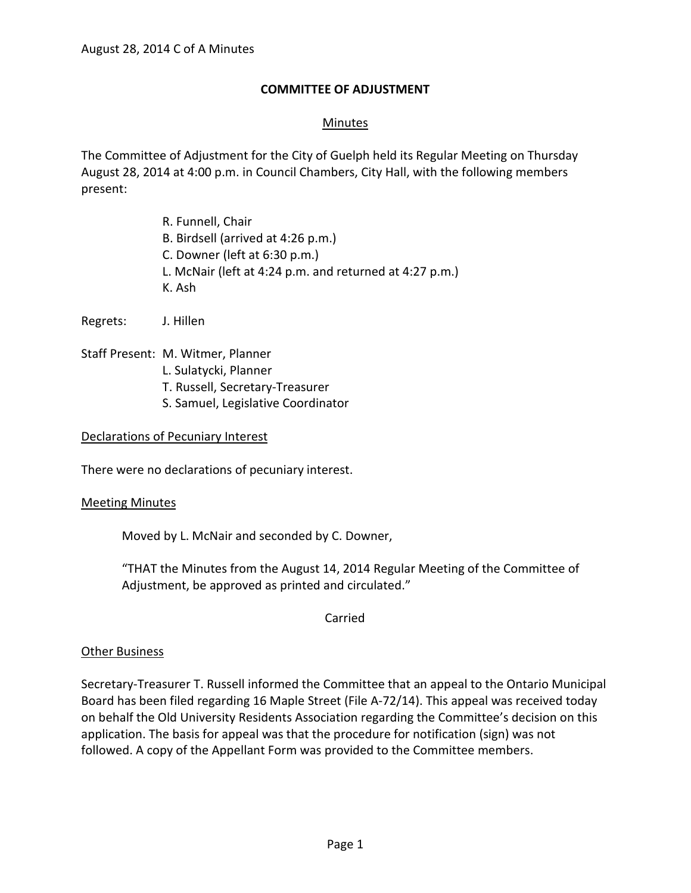# COMMITTEE OF ADJUSTMENT

## Minutes

The Committee of Adjustment for the City of Guelph held its Regular Meeting on Thursday August 28, 2014 at 4:00 p.m. in Council Chambers, City Hall, with the following members present:

R. Funnell, Chair
B. Birdsell (arrived at 4:26 p.m.)
C. Downer (left at 6:30 p.m.)
L. McNair (left at 4:24 p.m. and returned at 4:27 p.m.)
K. Ash

Regrets: J. Hillen

Staff Present: M. Witmer, Planner
L. Sulatycki, Planner
T. Russell, Secretary-Treasurer
S. Samuel, Legislative Coordinator

### Declarations of Pecuniary Interest

There were no declarations of pecuniary interest.

### Meeting Minutes

Moved by L. McNair and seconded by C. Downer,

"THAT the Minutes from the August 14, 2014 Regular Meeting of the Committee of Adjustment, be approved as printed and circulated."

Carried

### Other Business

Secretary-Treasurer T. Russell informed the Committee that an appeal to the Ontario Municipal Board has been filed regarding 16 Maple Street (File A-72/14). This appeal was received today on behalf the Old University Residents Association regarding the Committee's decision on this application. The basis for appeal was that the procedure for notification (sign) was not followed. A copy of the Appellant Form was provided to the Committee members.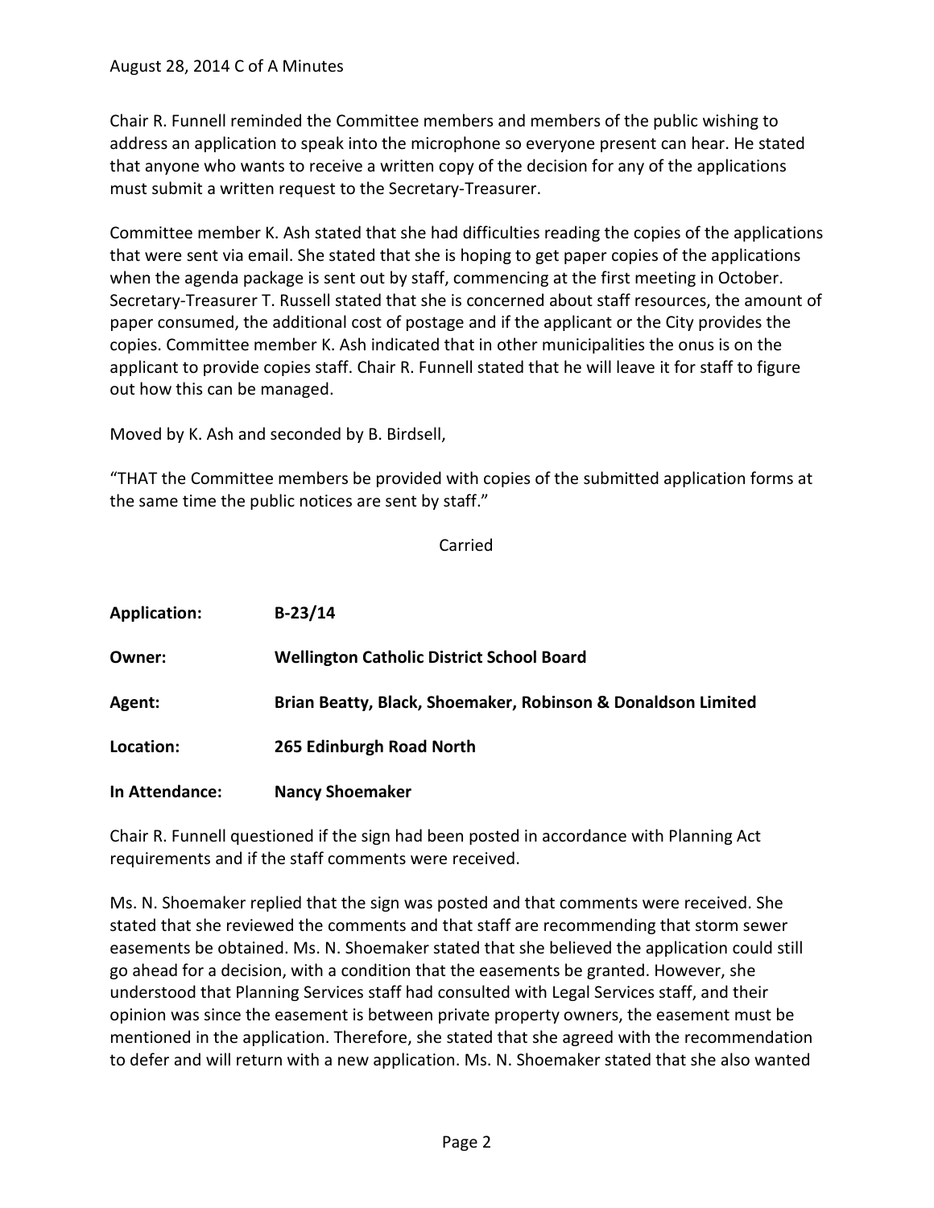Chair R. Funnell reminded the Committee members and members of the public wishing to address an application to speak into the microphone so everyone present can hear. He stated that anyone who wants to receive a written copy of the decision for any of the applications must submit a written request to the Secretary-Treasurer.

Committee member K. Ash stated that she had difficulties reading the copies of the applications that were sent via email. She stated that she is hoping to get paper copies of the applications when the agenda package is sent out by staff, commencing at the first meeting in October. Secretary-Treasurer T. Russell stated that she is concerned about staff resources, the amount of paper consumed, the additional cost of postage and if the applicant or the City provides the copies. Committee member K. Ash indicated that in other municipalities the onus is on the applicant to provide copies staff. Chair R. Funnell stated that he will leave it for staff to figure out how this can be managed.

Moved by K. Ash and seconded by B. Birdsell,

"THAT the Committee members be provided with copies of the submitted application forms at the same time the public notices are sent by staff."

Carried

| | |
|---|---|
| **Application:** | **B-23/14** |
| **Owner:** | **Wellington Catholic District School Board** |
| **Agent:** | **Brian Beatty, Black, Shoemaker, Robinson & Donaldson Limited** |
| **Location:** | **265 Edinburgh Road North** |
| **In Attendance:** | **Nancy Shoemaker** |

Chair R. Funnell questioned if the sign had been posted in accordance with Planning Act requirements and if the staff comments were received.

Ms. N. Shoemaker replied that the sign was posted and that comments were received. She stated that she reviewed the comments and that staff are recommending that storm sewer easements be obtained. Ms. N. Shoemaker stated that she believed the application could still go ahead for a decision, with a condition that the easements be granted. However, she understood that Planning Services staff had consulted with Legal Services staff, and their opinion was since the easement is between private property owners, the easement must be mentioned in the application. Therefore, she stated that she agreed with the recommendation to defer and will return with a new application. Ms. N. Shoemaker stated that she also wanted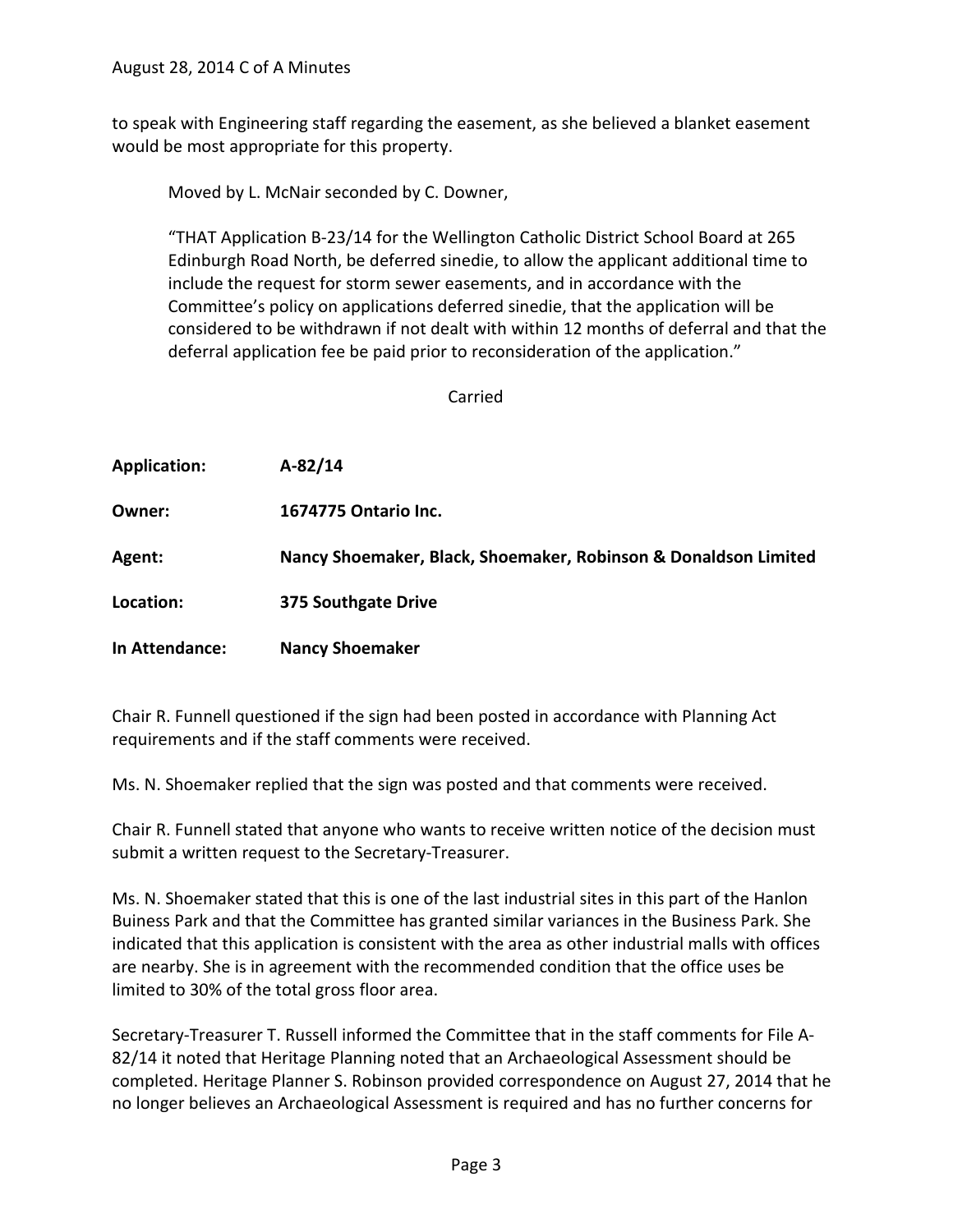to speak with Engineering staff regarding the easement, as she believed a blanket easement would be most appropriate for this property.

> Moved by L. McNair seconded by C. Downer,
>
> "THAT Application B-23/14 for the Wellington Catholic District School Board at 265 Edinburgh Road North, be deferred sinedie, to allow the applicant additional time to include the request for storm sewer easements, and in accordance with the Committee's policy on applications deferred sinedie, that the application will be considered to be withdrawn if not dealt with within 12 months of deferral and that the deferral application fee be paid prior to reconsideration of the application."

Carried

**Application:** **A-82/14**

**Owner:** **1674775 Ontario Inc.**

**Agent:** **Nancy Shoemaker, Black, Shoemaker, Robinson & Donaldson Limited**

**Location:** **375 Southgate Drive**

**In Attendance:** **Nancy Shoemaker**

Chair R. Funnell questioned if the sign had been posted in accordance with Planning Act requirements and if the staff comments were received.

Ms. N. Shoemaker replied that the sign was posted and that comments were received.

Chair R. Funnell stated that anyone who wants to receive written notice of the decision must submit a written request to the Secretary-Treasurer.

Ms. N. Shoemaker stated that this is one of the last industrial sites in this part of the Hanlon Buiness Park and that the Committee has granted similar variances in the Business Park. She indicated that this application is consistent with the area as other industrial malls with offices are nearby. She is in agreement with the recommended condition that the office uses be limited to 30% of the total gross floor area.

Secretary-Treasurer T. Russell informed the Committee that in the staff comments for File A-82/14 it noted that Heritage Planning noted that an Archaeological Assessment should be completed. Heritage Planner S. Robinson provided correspondence on August 27, 2014 that he no longer believes an Archaeological Assessment is required and has no further concerns for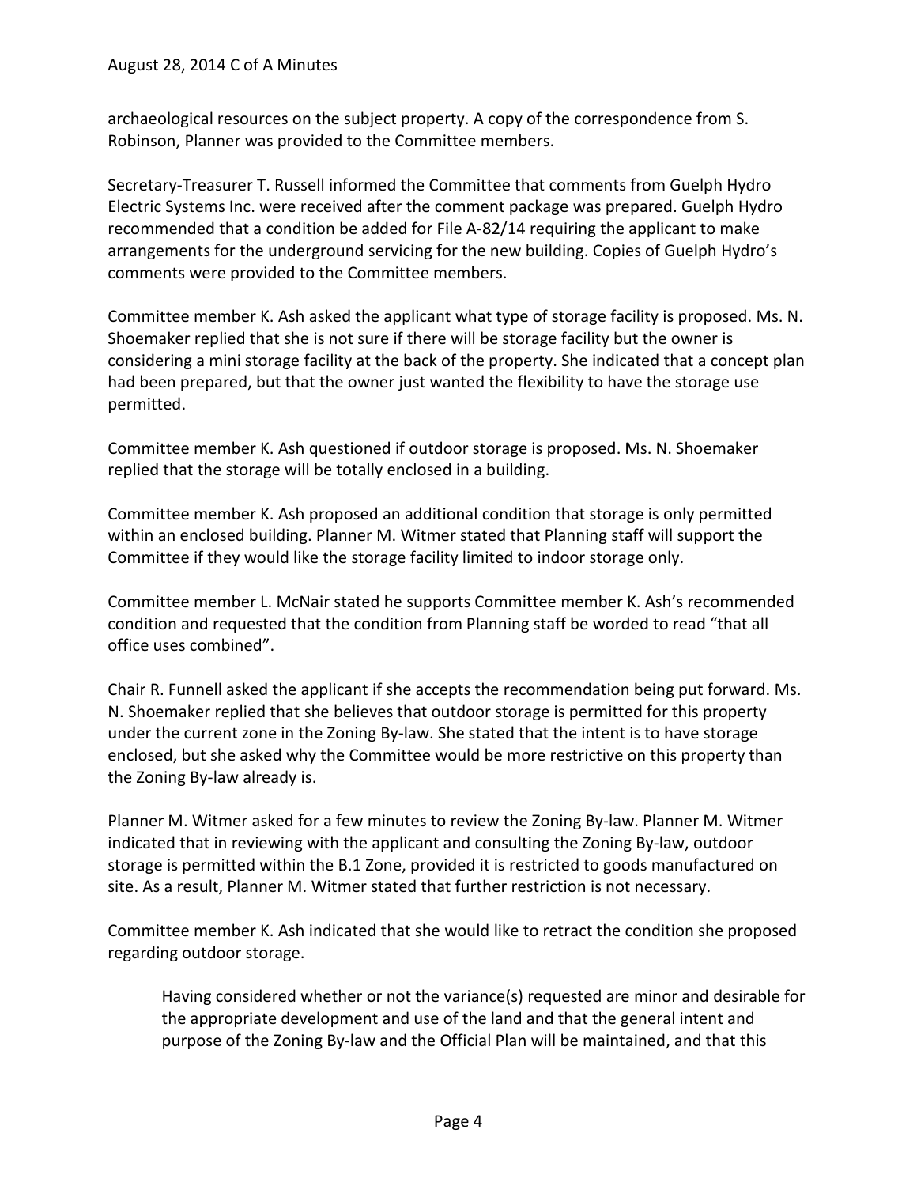archaeological resources on the subject property. A copy of the correspondence from S. Robinson, Planner was provided to the Committee members.

Secretary-Treasurer T. Russell informed the Committee that comments from Guelph Hydro Electric Systems Inc. were received after the comment package was prepared. Guelph Hydro recommended that a condition be added for File A-82/14 requiring the applicant to make arrangements for the underground servicing for the new building. Copies of Guelph Hydro's comments were provided to the Committee members.

Committee member K. Ash asked the applicant what type of storage facility is proposed. Ms. N. Shoemaker replied that she is not sure if there will be storage facility but the owner is considering a mini storage facility at the back of the property. She indicated that a concept plan had been prepared, but that the owner just wanted the flexibility to have the storage use permitted.

Committee member K. Ash questioned if outdoor storage is proposed. Ms. N. Shoemaker replied that the storage will be totally enclosed in a building.

Committee member K. Ash proposed an additional condition that storage is only permitted within an enclosed building. Planner M. Witmer stated that Planning staff will support the Committee if they would like the storage facility limited to indoor storage only.

Committee member L. McNair stated he supports Committee member K. Ash's recommended condition and requested that the condition from Planning staff be worded to read "that all office uses combined".

Chair R. Funnell asked the applicant if she accepts the recommendation being put forward. Ms. N. Shoemaker replied that she believes that outdoor storage is permitted for this property under the current zone in the Zoning By-law. She stated that the intent is to have storage enclosed, but she asked why the Committee would be more restrictive on this property than the Zoning By-law already is.

Planner M. Witmer asked for a few minutes to review the Zoning By-law. Planner M. Witmer indicated that in reviewing with the applicant and consulting the Zoning By-law, outdoor storage is permitted within the B.1 Zone, provided it is restricted to goods manufactured on site. As a result, Planner M. Witmer stated that further restriction is not necessary.

Committee member K. Ash indicated that she would like to retract the condition she proposed regarding outdoor storage.

> Having considered whether or not the variance(s) requested are minor and desirable for the appropriate development and use of the land and that the general intent and purpose of the Zoning By-law and the Official Plan will be maintained, and that this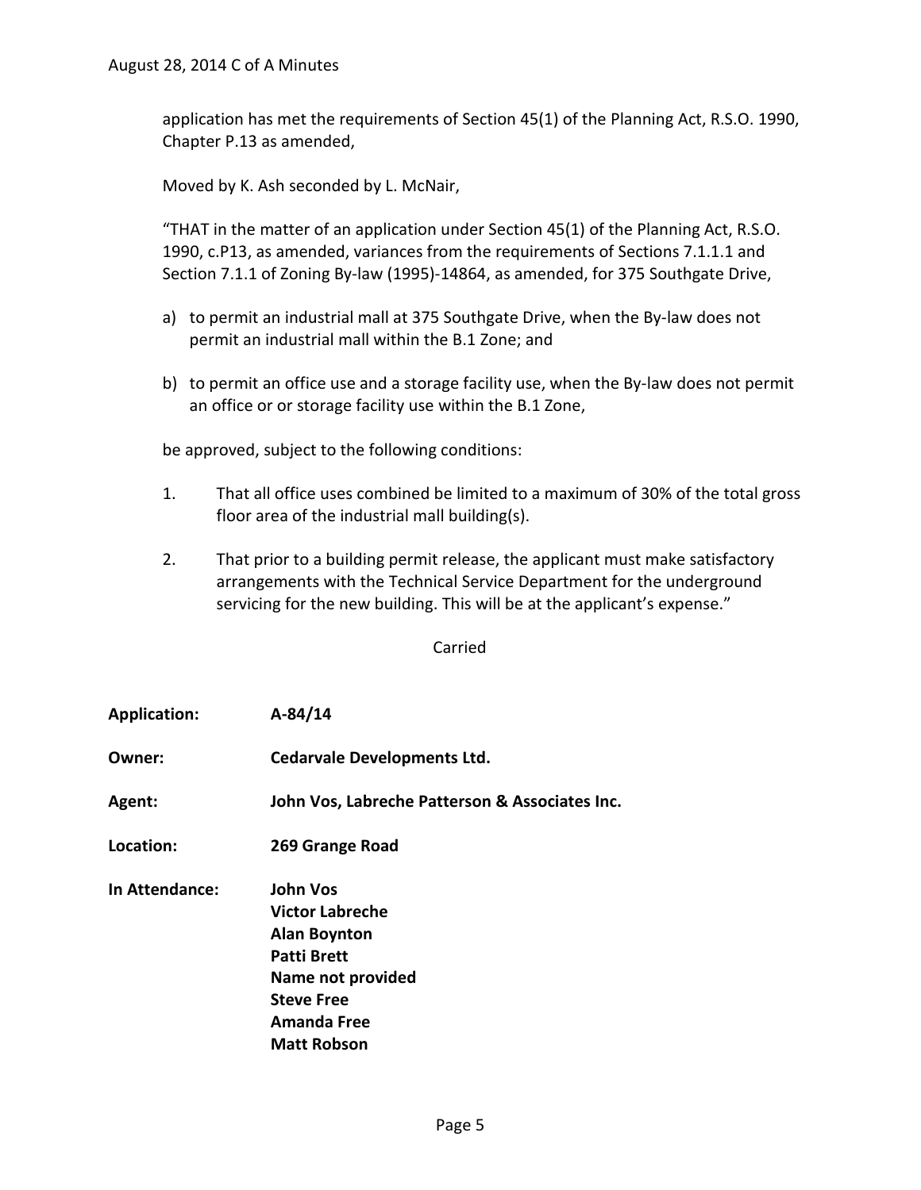application has met the requirements of Section 45(1) of the Planning Act, R.S.O. 1990, Chapter P.13 as amended,

Moved by K. Ash seconded by L. McNair,

"THAT in the matter of an application under Section 45(1) of the Planning Act, R.S.O. 1990, c.P13, as amended, variances from the requirements of Sections 7.1.1.1 and Section 7.1.1 of Zoning By-law (1995)-14864, as amended, for 375 Southgate Drive,

a) to permit an industrial mall at 375 Southgate Drive, when the By-law does not permit an industrial mall within the B.1 Zone; and

b) to permit an office use and a storage facility use, when the By-law does not permit an office or or storage facility use within the B.1 Zone,

be approved, subject to the following conditions:

1. That all office uses combined be limited to a maximum of 30% of the total gross floor area of the industrial mall building(s).

2. That prior to a building permit release, the applicant must make satisfactory arrangements with the Technical Service Department for the underground servicing for the new building. This will be at the applicant's expense."

Carried

**Application:** **A-84/14**

**Owner:** **Cedarvale Developments Ltd.**

**Agent:** **John Vos, Labreche Patterson & Associates Inc.**

**Location:** **269 Grange Road**

**In Attendance:** **John Vos**
**Victor Labreche**
**Alan Boynton**
**Patti Brett**
**Name not provided**
**Steve Free**
**Amanda Free**
**Matt Robson**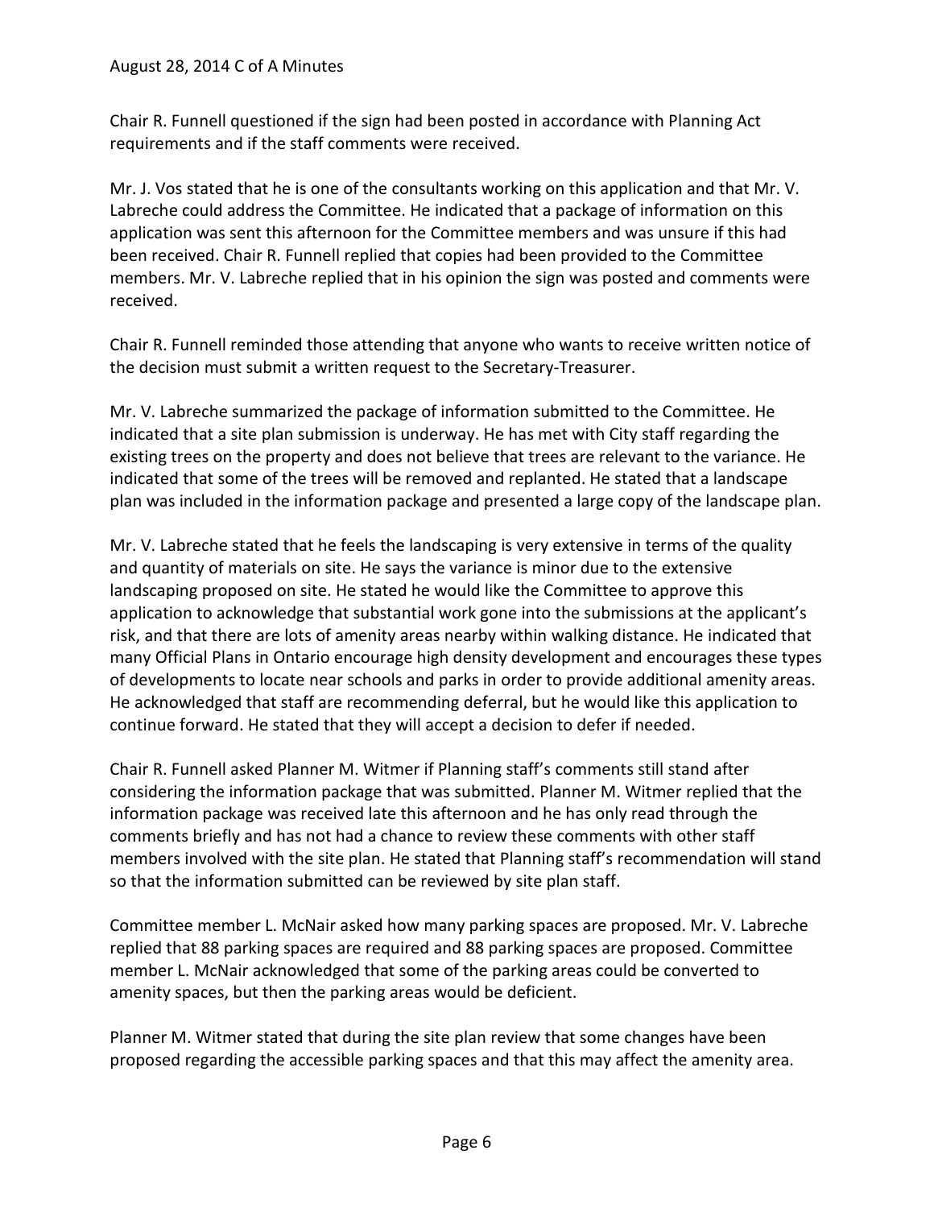Chair R. Funnell questioned if the sign had been posted in accordance with Planning Act requirements and if the staff comments were received.

Mr. J. Vos stated that he is one of the consultants working on this application and that Mr. V. Labreche could address the Committee. He indicated that a package of information on this application was sent this afternoon for the Committee members and was unsure if this had been received. Chair R. Funnell replied that copies had been provided to the Committee members. Mr. V. Labreche replied that in his opinion the sign was posted and comments were received.

Chair R. Funnell reminded those attending that anyone who wants to receive written notice of the decision must submit a written request to the Secretary-Treasurer.

Mr. V. Labreche summarized the package of information submitted to the Committee. He indicated that a site plan submission is underway. He has met with City staff regarding the existing trees on the property and does not believe that trees are relevant to the variance. He indicated that some of the trees will be removed and replanted. He stated that a landscape plan was included in the information package and presented a large copy of the landscape plan.

Mr. V. Labreche stated that he feels the landscaping is very extensive in terms of the quality and quantity of materials on site. He says the variance is minor due to the extensive landscaping proposed on site. He stated he would like the Committee to approve this application to acknowledge that substantial work gone into the submissions at the applicant's risk, and that there are lots of amenity areas nearby within walking distance. He indicated that many Official Plans in Ontario encourage high density development and encourages these types of developments to locate near schools and parks in order to provide additional amenity areas. He acknowledged that staff are recommending deferral, but he would like this application to continue forward. He stated that they will accept a decision to defer if needed.

Chair R. Funnell asked Planner M. Witmer if Planning staff's comments still stand after considering the information package that was submitted. Planner M. Witmer replied that the information package was received late this afternoon and he has only read through the comments briefly and has not had a chance to review these comments with other staff members involved with the site plan. He stated that Planning staff's recommendation will stand so that the information submitted can be reviewed by site plan staff.

Committee member L. McNair asked how many parking spaces are proposed. Mr. V. Labreche replied that 88 parking spaces are required and 88 parking spaces are proposed. Committee member L. McNair acknowledged that some of the parking areas could be converted to amenity spaces, but then the parking areas would be deficient.

Planner M. Witmer stated that during the site plan review that some changes have been proposed regarding the accessible parking spaces and that this may affect the amenity area.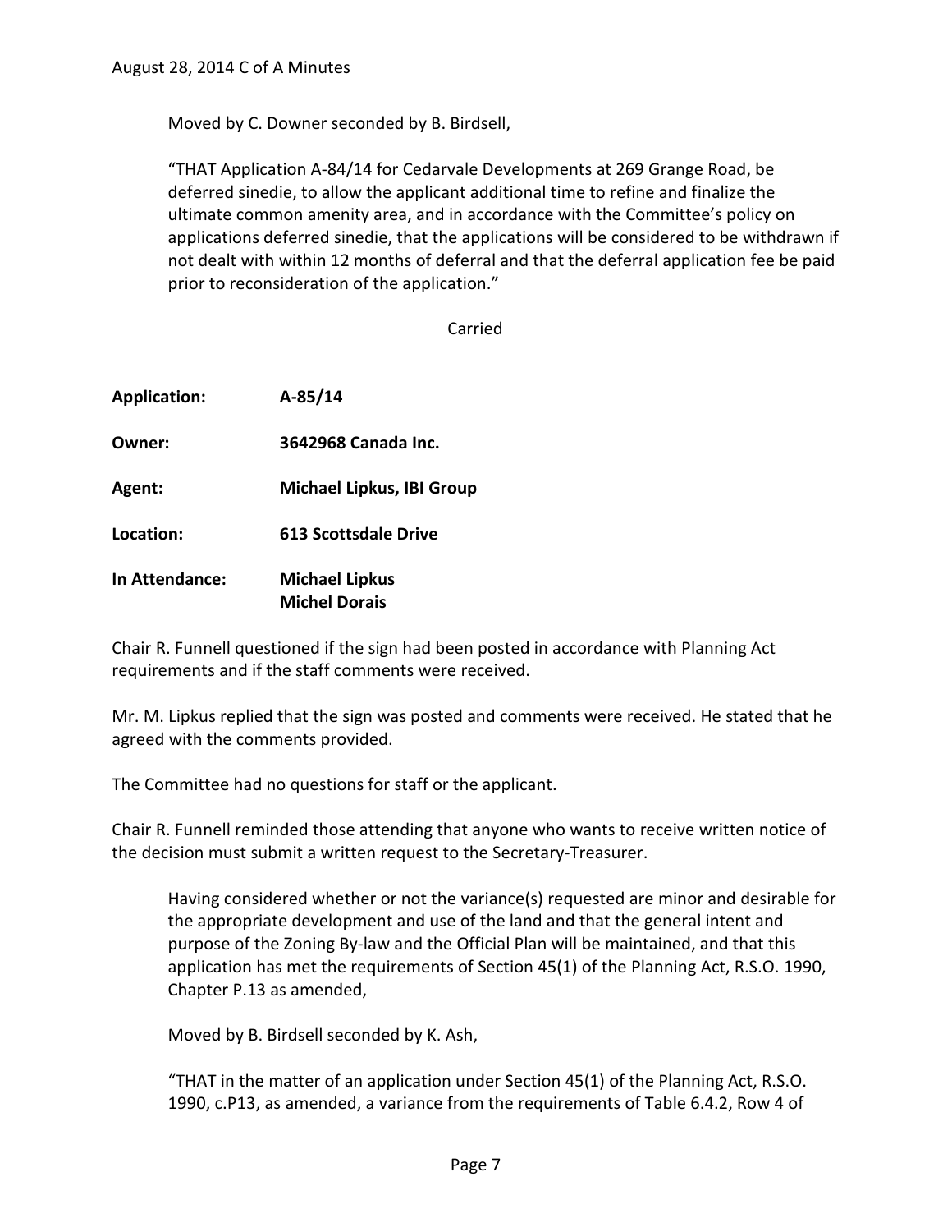Moved by C. Downer seconded by B. Birdsell,

"THAT Application A-84/14 for Cedarvale Developments at 269 Grange Road, be deferred sinedie, to allow the applicant additional time to refine and finalize the ultimate common amenity area, and in accordance with the Committee's policy on applications deferred sinedie, that the applications will be considered to be withdrawn if not dealt with within 12 months of deferral and that the deferral application fee be paid prior to reconsideration of the application."

Carried

**Application:** **A-85/14**

**Owner:** **3642968 Canada Inc.**

**Agent:** **Michael Lipkus, IBI Group**

**Location:** **613 Scottsdale Drive**

**In Attendance:** **Michael Lipkus**
**Michel Dorais**

Chair R. Funnell questioned if the sign had been posted in accordance with Planning Act requirements and if the staff comments were received.

Mr. M. Lipkus replied that the sign was posted and comments were received. He stated that he agreed with the comments provided.

The Committee had no questions for staff or the applicant.

Chair R. Funnell reminded those attending that anyone who wants to receive written notice of the decision must submit a written request to the Secretary-Treasurer.

Having considered whether or not the variance(s) requested are minor and desirable for the appropriate development and use of the land and that the general intent and purpose of the Zoning By-law and the Official Plan will be maintained, and that this application has met the requirements of Section 45(1) of the Planning Act, R.S.O. 1990, Chapter P.13 as amended,

Moved by B. Birdsell seconded by K. Ash,

"THAT in the matter of an application under Section 45(1) of the Planning Act, R.S.O. 1990, c.P13, as amended, a variance from the requirements of Table 6.4.2, Row 4 of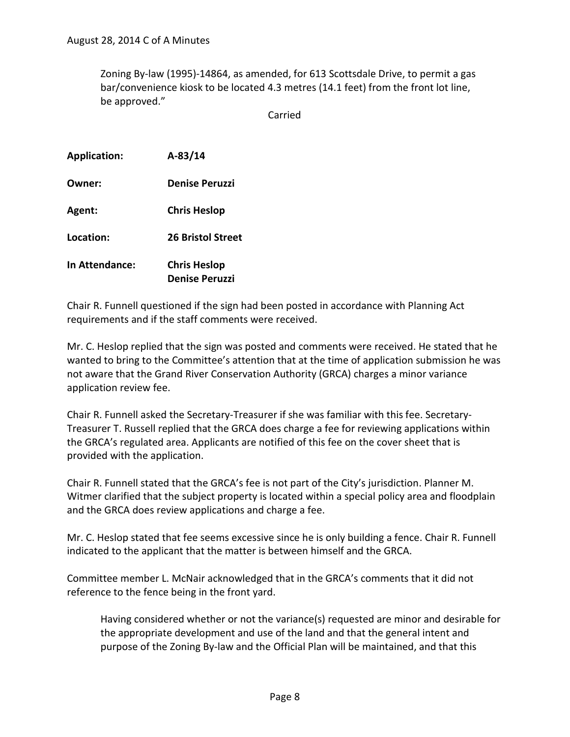Zoning By-law (1995)-14864, as amended, for 613 Scottsdale Drive, to permit a gas bar/convenience kiosk to be located 4.3 metres (14.1 feet) from the front lot line, be approved."

Carried

**Application:** **A-83/14**

**Owner:** **Denise Peruzzi**

**Agent:** **Chris Heslop**

**Location:** **26 Bristol Street**

**In Attendance:** **Chris Heslop**
**Denise Peruzzi**

Chair R. Funnell questioned if the sign had been posted in accordance with Planning Act requirements and if the staff comments were received.

Mr. C. Heslop replied that the sign was posted and comments were received. He stated that he wanted to bring to the Committee's attention that at the time of application submission he was not aware that the Grand River Conservation Authority (GRCA) charges a minor variance application review fee.

Chair R. Funnell asked the Secretary-Treasurer if she was familiar with this fee. Secretary-Treasurer T. Russell replied that the GRCA does charge a fee for reviewing applications within the GRCA's regulated area. Applicants are notified of this fee on the cover sheet that is provided with the application.

Chair R. Funnell stated that the GRCA's fee is not part of the City's jurisdiction. Planner M. Witmer clarified that the subject property is located within a special policy area and floodplain and the GRCA does review applications and charge a fee.

Mr. C. Heslop stated that fee seems excessive since he is only building a fence. Chair R. Funnell indicated to the applicant that the matter is between himself and the GRCA.

Committee member L. McNair acknowledged that in the GRCA's comments that it did not reference to the fence being in the front yard.

Having considered whether or not the variance(s) requested are minor and desirable for the appropriate development and use of the land and that the general intent and purpose of the Zoning By-law and the Official Plan will be maintained, and that this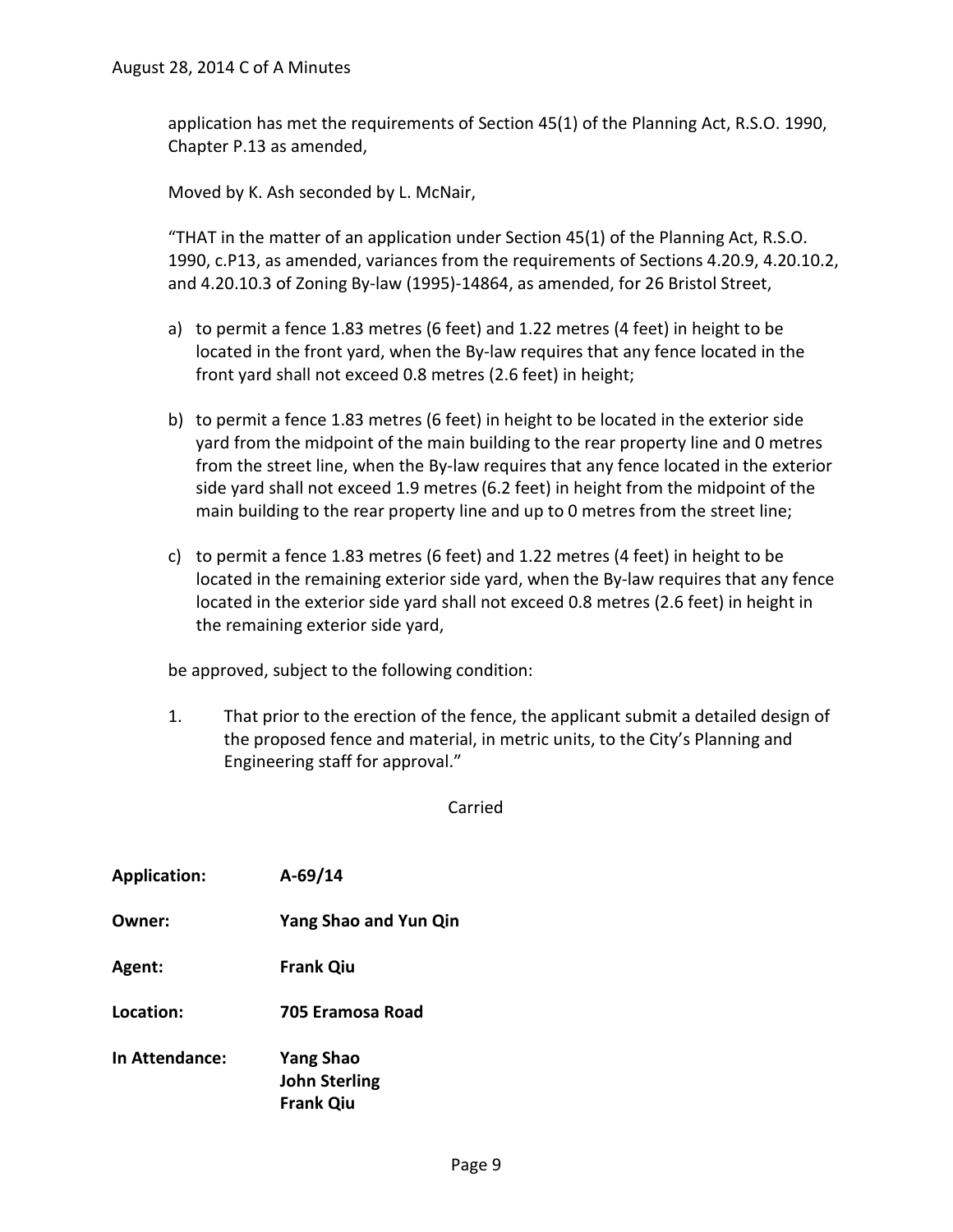application has met the requirements of Section 45(1) of the Planning Act, R.S.O. 1990, Chapter P.13 as amended,

Moved by K. Ash seconded by L. McNair,

"THAT in the matter of an application under Section 45(1) of the Planning Act, R.S.O. 1990, c.P13, as amended, variances from the requirements of Sections 4.20.9, 4.20.10.2, and 4.20.10.3 of Zoning By-law (1995)-14864, as amended, for 26 Bristol Street,

a) to permit a fence 1.83 metres (6 feet) and 1.22 metres (4 feet) in height to be located in the front yard, when the By-law requires that any fence located in the front yard shall not exceed 0.8 metres (2.6 feet) in height;

b) to permit a fence 1.83 metres (6 feet) in height to be located in the exterior side yard from the midpoint of the main building to the rear property line and 0 metres from the street line, when the By-law requires that any fence located in the exterior side yard shall not exceed 1.9 metres (6.2 feet) in height from the midpoint of the main building to the rear property line and up to 0 metres from the street line;

c) to permit a fence 1.83 metres (6 feet) and 1.22 metres (4 feet) in height to be located in the remaining exterior side yard, when the By-law requires that any fence located in the exterior side yard shall not exceed 0.8 metres (2.6 feet) in height in the remaining exterior side yard,

be approved, subject to the following condition:

1. That prior to the erection of the fence, the applicant submit a detailed design of the proposed fence and material, in metric units, to the City's Planning and Engineering staff for approval."

Carried

**Application:** A-69/14

**Owner:** Yang Shao and Yun Qin

**Agent:** Frank Qiu

**Location:** 705 Eramosa Road

**In Attendance:** Yang Shao
John Sterling
Frank Qiu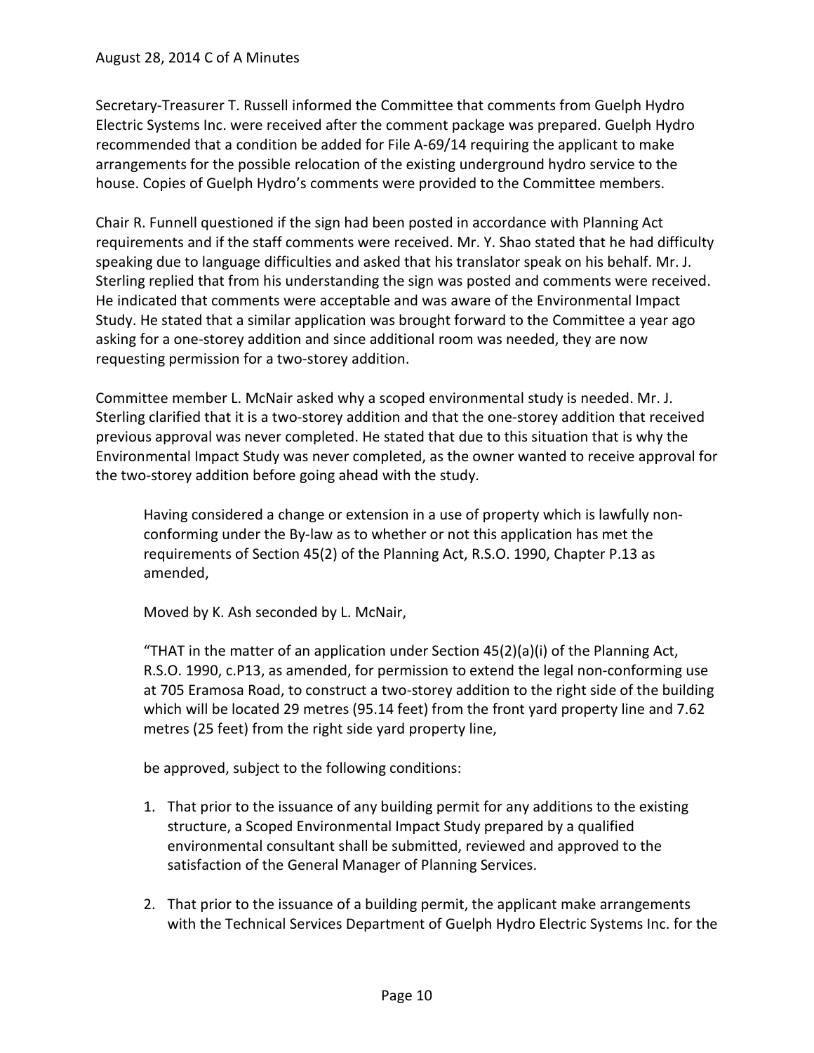Secretary-Treasurer T. Russell informed the Committee that comments from Guelph Hydro Electric Systems Inc. were received after the comment package was prepared. Guelph Hydro recommended that a condition be added for File A-69/14 requiring the applicant to make arrangements for the possible relocation of the existing underground hydro service to the house. Copies of Guelph Hydro's comments were provided to the Committee members.

Chair R. Funnell questioned if the sign had been posted in accordance with Planning Act requirements and if the staff comments were received. Mr. Y. Shao stated that he had difficulty speaking due to language difficulties and asked that his translator speak on his behalf. Mr. J. Sterling replied that from his understanding the sign was posted and comments were received. He indicated that comments were acceptable and was aware of the Environmental Impact Study. He stated that a similar application was brought forward to the Committee a year ago asking for a one-storey addition and since additional room was needed, they are now requesting permission for a two-storey addition.

Committee member L. McNair asked why a scoped environmental study is needed. Mr. J. Sterling clarified that it is a two-storey addition and that the one-storey addition that received previous approval was never completed. He stated that due to this situation that is why the Environmental Impact Study was never completed, as the owner wanted to receive approval for the two-storey addition before going ahead with the study.

> Having considered a change or extension in a use of property which is lawfully non-conforming under the By-law as to whether or not this application has met the requirements of Section 45(2) of the Planning Act, R.S.O. 1990, Chapter P.13 as amended,
>
> Moved by K. Ash seconded by L. McNair,
>
> "THAT in the matter of an application under Section 45(2)(a)(i) of the Planning Act, R.S.O. 1990, c.P13, as amended, for permission to extend the legal non-conforming use at 705 Eramosa Road, to construct a two-storey addition to the right side of the building which will be located 29 metres (95.14 feet) from the front yard property line and 7.62 metres (25 feet) from the right side yard property line,
>
> be approved, subject to the following conditions:
>
> 1. That prior to the issuance of any building permit for any additions to the existing structure, a Scoped Environmental Impact Study prepared by a qualified environmental consultant shall be submitted, reviewed and approved to the satisfaction of the General Manager of Planning Services.
>
> 2. That prior to the issuance of a building permit, the applicant make arrangements with the Technical Services Department of Guelph Hydro Electric Systems Inc. for the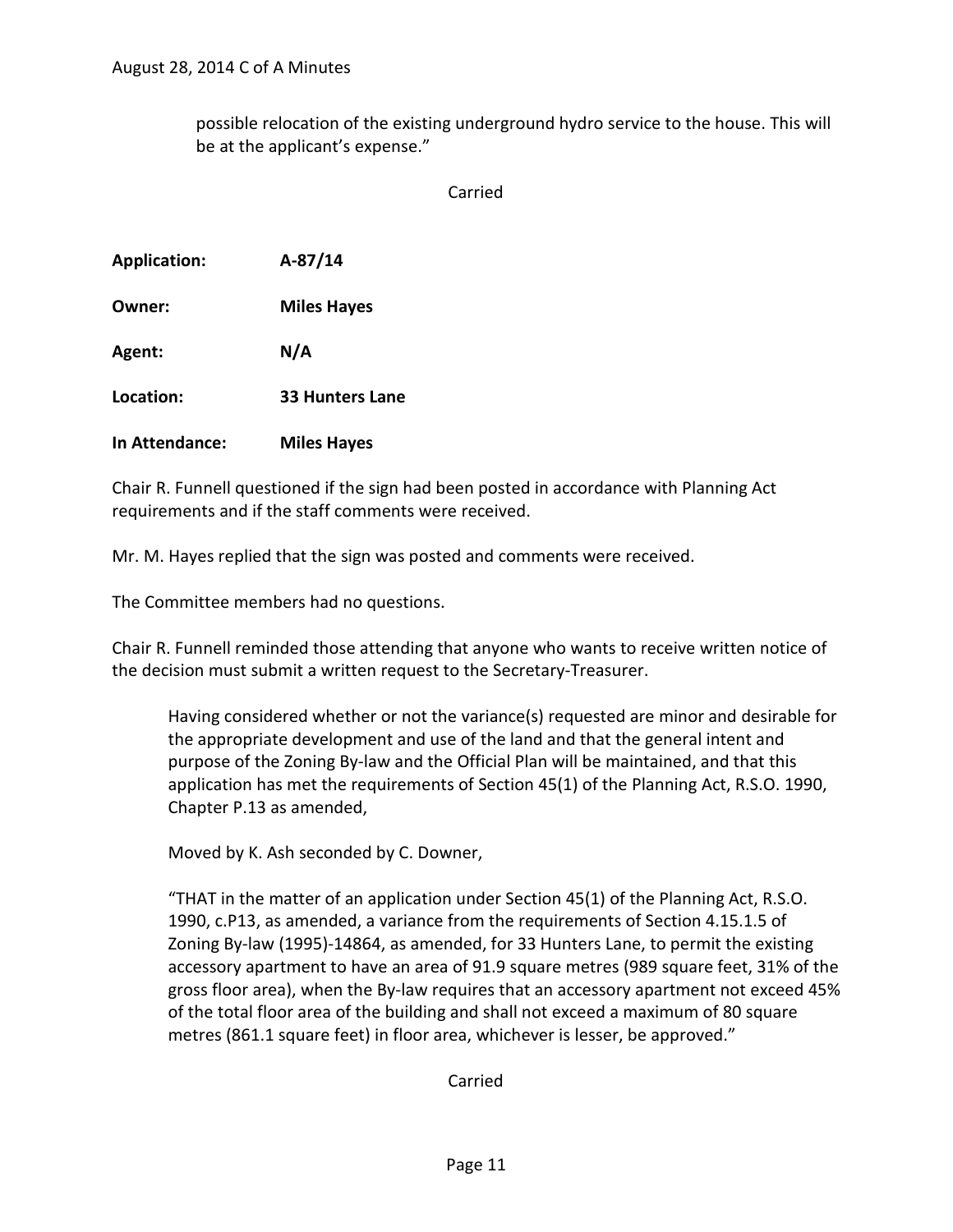possible relocation of the existing underground hydro service to the house. This will be at the applicant's expense."

Carried

**Application:** **A-87/14**

**Owner:** **Miles Hayes**

**Agent:** **N/A**

**Location:** **33 Hunters Lane**

**In Attendance:** **Miles Hayes**

Chair R. Funnell questioned if the sign had been posted in accordance with Planning Act requirements and if the staff comments were received.

Mr. M. Hayes replied that the sign was posted and comments were received.

The Committee members had no questions.

Chair R. Funnell reminded those attending that anyone who wants to receive written notice of the decision must submit a written request to the Secretary-Treasurer.

> Having considered whether or not the variance(s) requested are minor and desirable for the appropriate development and use of the land and that the general intent and purpose of the Zoning By-law and the Official Plan will be maintained, and that this application has met the requirements of Section 45(1) of the Planning Act, R.S.O. 1990, Chapter P.13 as amended,
>
> Moved by K. Ash seconded by C. Downer,
>
> "THAT in the matter of an application under Section 45(1) of the Planning Act, R.S.O. 1990, c.P13, as amended, a variance from the requirements of Section 4.15.1.5 of Zoning By-law (1995)-14864, as amended, for 33 Hunters Lane, to permit the existing accessory apartment to have an area of 91.9 square metres (989 square feet, 31% of the gross floor area), when the By-law requires that an accessory apartment not exceed 45% of the total floor area of the building and shall not exceed a maximum of 80 square metres (861.1 square feet) in floor area, whichever is lesser, be approved."

Carried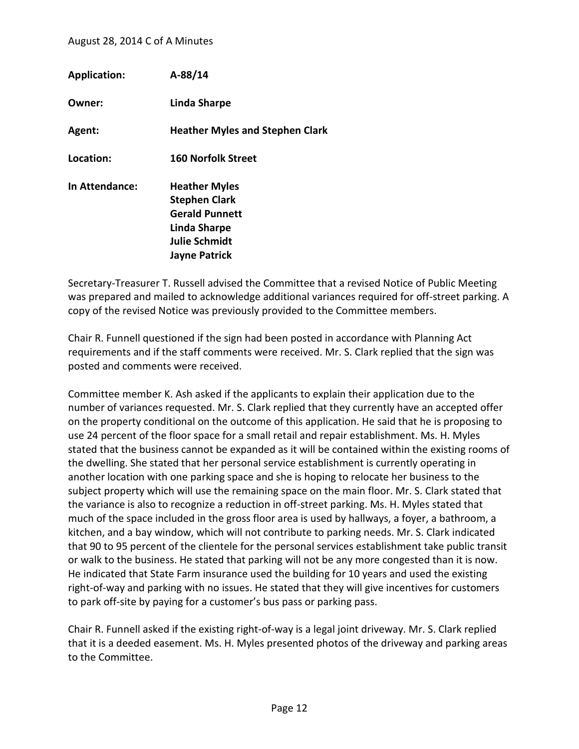**Application:** **A-88/14**

**Owner:** **Linda Sharpe**

**Agent:** **Heather Myles and Stephen Clark**

**Location:** **160 Norfolk Street**

**In Attendance:** **Heather Myles**
**Stephen Clark**
**Gerald Punnett**
**Linda Sharpe**
**Julie Schmidt**
**Jayne Patrick**

Secretary-Treasurer T. Russell advised the Committee that a revised Notice of Public Meeting was prepared and mailed to acknowledge additional variances required for off-street parking. A copy of the revised Notice was previously provided to the Committee members.

Chair R. Funnell questioned if the sign had been posted in accordance with Planning Act requirements and if the staff comments were received. Mr. S. Clark replied that the sign was posted and comments were received.

Committee member K. Ash asked if the applicants to explain their application due to the number of variances requested. Mr. S. Clark replied that they currently have an accepted offer on the property conditional on the outcome of this application. He said that he is proposing to use 24 percent of the floor space for a small retail and repair establishment. Ms. H. Myles stated that the business cannot be expanded as it will be contained within the existing rooms of the dwelling. She stated that her personal service establishment is currently operating in another location with one parking space and she is hoping to relocate her business to the subject property which will use the remaining space on the main floor. Mr. S. Clark stated that the variance is also to recognize a reduction in off-street parking. Ms. H. Myles stated that much of the space included in the gross floor area is used by hallways, a foyer, a bathroom, a kitchen, and a bay window, which will not contribute to parking needs. Mr. S. Clark indicated that 90 to 95 percent of the clientele for the personal services establishment take public transit or walk to the business. He stated that parking will not be any more congested than it is now. He indicated that State Farm insurance used the building for 10 years and used the existing right-of-way and parking with no issues. He stated that they will give incentives for customers to park off-site by paying for a customer's bus pass or parking pass.

Chair R. Funnell asked if the existing right-of-way is a legal joint driveway. Mr. S. Clark replied that it is a deeded easement. Ms. H. Myles presented photos of the driveway and parking areas to the Committee.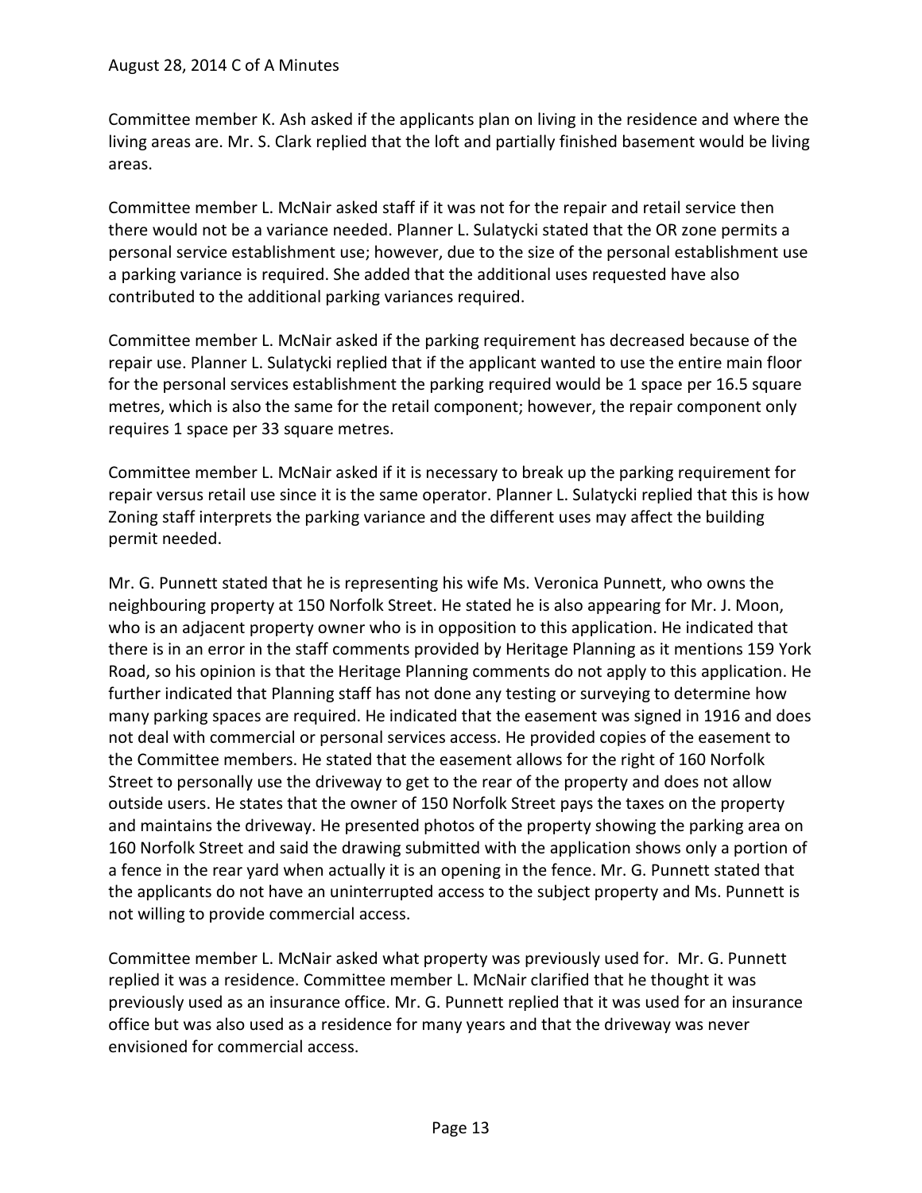Committee member K. Ash asked if the applicants plan on living in the residence and where the living areas are. Mr. S. Clark replied that the loft and partially finished basement would be living areas.

Committee member L. McNair asked staff if it was not for the repair and retail service then there would not be a variance needed. Planner L. Sulatycki stated that the OR zone permits a personal service establishment use; however, due to the size of the personal establishment use a parking variance is required. She added that the additional uses requested have also contributed to the additional parking variances required.

Committee member L. McNair asked if the parking requirement has decreased because of the repair use. Planner L. Sulatycki replied that if the applicant wanted to use the entire main floor for the personal services establishment the parking required would be 1 space per 16.5 square metres, which is also the same for the retail component; however, the repair component only requires 1 space per 33 square metres.

Committee member L. McNair asked if it is necessary to break up the parking requirement for repair versus retail use since it is the same operator. Planner L. Sulatycki replied that this is how Zoning staff interprets the parking variance and the different uses may affect the building permit needed.

Mr. G. Punnett stated that he is representing his wife Ms. Veronica Punnett, who owns the neighbouring property at 150 Norfolk Street. He stated he is also appearing for Mr. J. Moon, who is an adjacent property owner who is in opposition to this application. He indicated that there is in an error in the staff comments provided by Heritage Planning as it mentions 159 York Road, so his opinion is that the Heritage Planning comments do not apply to this application. He further indicated that Planning staff has not done any testing or surveying to determine how many parking spaces are required. He indicated that the easement was signed in 1916 and does not deal with commercial or personal services access. He provided copies of the easement to the Committee members. He stated that the easement allows for the right of 160 Norfolk Street to personally use the driveway to get to the rear of the property and does not allow outside users. He states that the owner of 150 Norfolk Street pays the taxes on the property and maintains the driveway. He presented photos of the property showing the parking area on 160 Norfolk Street and said the drawing submitted with the application shows only a portion of a fence in the rear yard when actually it is an opening in the fence. Mr. G. Punnett stated that the applicants do not have an uninterrupted access to the subject property and Ms. Punnett is not willing to provide commercial access.

Committee member L. McNair asked what property was previously used for. Mr. G. Punnett replied it was a residence. Committee member L. McNair clarified that he thought it was previously used as an insurance office. Mr. G. Punnett replied that it was used for an insurance office but was also used as a residence for many years and that the driveway was never envisioned for commercial access.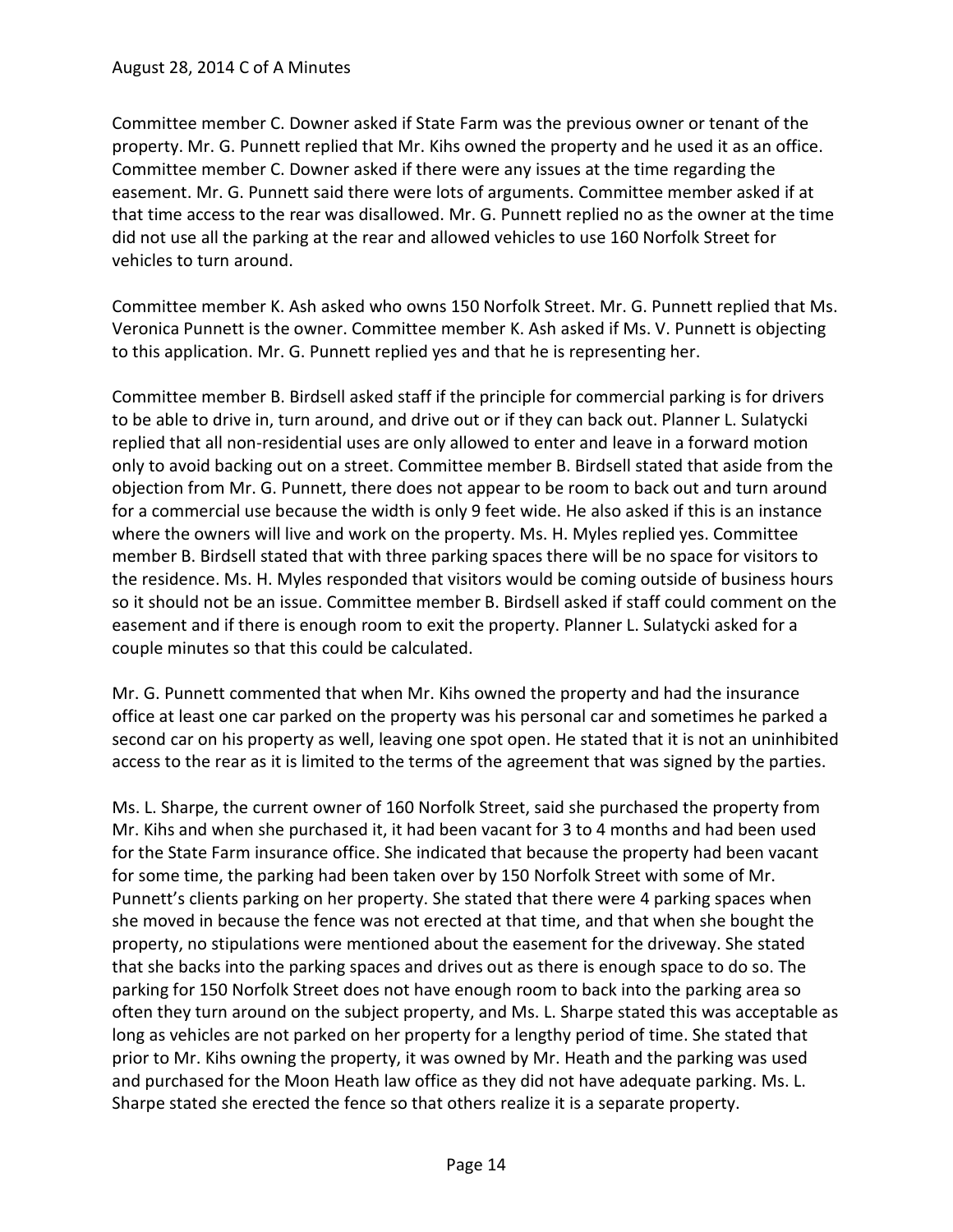Committee member C. Downer asked if State Farm was the previous owner or tenant of the property. Mr. G. Punnett replied that Mr. Kihs owned the property and he used it as an office. Committee member C. Downer asked if there were any issues at the time regarding the easement. Mr. G. Punnett said there were lots of arguments. Committee member asked if at that time access to the rear was disallowed. Mr. G. Punnett replied no as the owner at the time did not use all the parking at the rear and allowed vehicles to use 160 Norfolk Street for vehicles to turn around.

Committee member K. Ash asked who owns 150 Norfolk Street. Mr. G. Punnett replied that Ms. Veronica Punnett is the owner. Committee member K. Ash asked if Ms. V. Punnett is objecting to this application. Mr. G. Punnett replied yes and that he is representing her.

Committee member B. Birdsell asked staff if the principle for commercial parking is for drivers to be able to drive in, turn around, and drive out or if they can back out. Planner L. Sulatycki replied that all non-residential uses are only allowed to enter and leave in a forward motion only to avoid backing out on a street. Committee member B. Birdsell stated that aside from the objection from Mr. G. Punnett, there does not appear to be room to back out and turn around for a commercial use because the width is only 9 feet wide. He also asked if this is an instance where the owners will live and work on the property. Ms. H. Myles replied yes. Committee member B. Birdsell stated that with three parking spaces there will be no space for visitors to the residence. Ms. H. Myles responded that visitors would be coming outside of business hours so it should not be an issue. Committee member B. Birdsell asked if staff could comment on the easement and if there is enough room to exit the property. Planner L. Sulatycki asked for a couple minutes so that this could be calculated.

Mr. G. Punnett commented that when Mr. Kihs owned the property and had the insurance office at least one car parked on the property was his personal car and sometimes he parked a second car on his property as well, leaving one spot open. He stated that it is not an uninhibited access to the rear as it is limited to the terms of the agreement that was signed by the parties.

Ms. L. Sharpe, the current owner of 160 Norfolk Street, said she purchased the property from Mr. Kihs and when she purchased it, it had been vacant for 3 to 4 months and had been used for the State Farm insurance office. She indicated that because the property had been vacant for some time, the parking had been taken over by 150 Norfolk Street with some of Mr. Punnett's clients parking on her property. She stated that there were 4 parking spaces when she moved in because the fence was not erected at that time, and that when she bought the property, no stipulations were mentioned about the easement for the driveway. She stated that she backs into the parking spaces and drives out as there is enough space to do so. The parking for 150 Norfolk Street does not have enough room to back into the parking area so often they turn around on the subject property, and Ms. L. Sharpe stated this was acceptable as long as vehicles are not parked on her property for a lengthy period of time. She stated that prior to Mr. Kihs owning the property, it was owned by Mr. Heath and the parking was used and purchased for the Moon Heath law office as they did not have adequate parking. Ms. L. Sharpe stated she erected the fence so that others realize it is a separate property.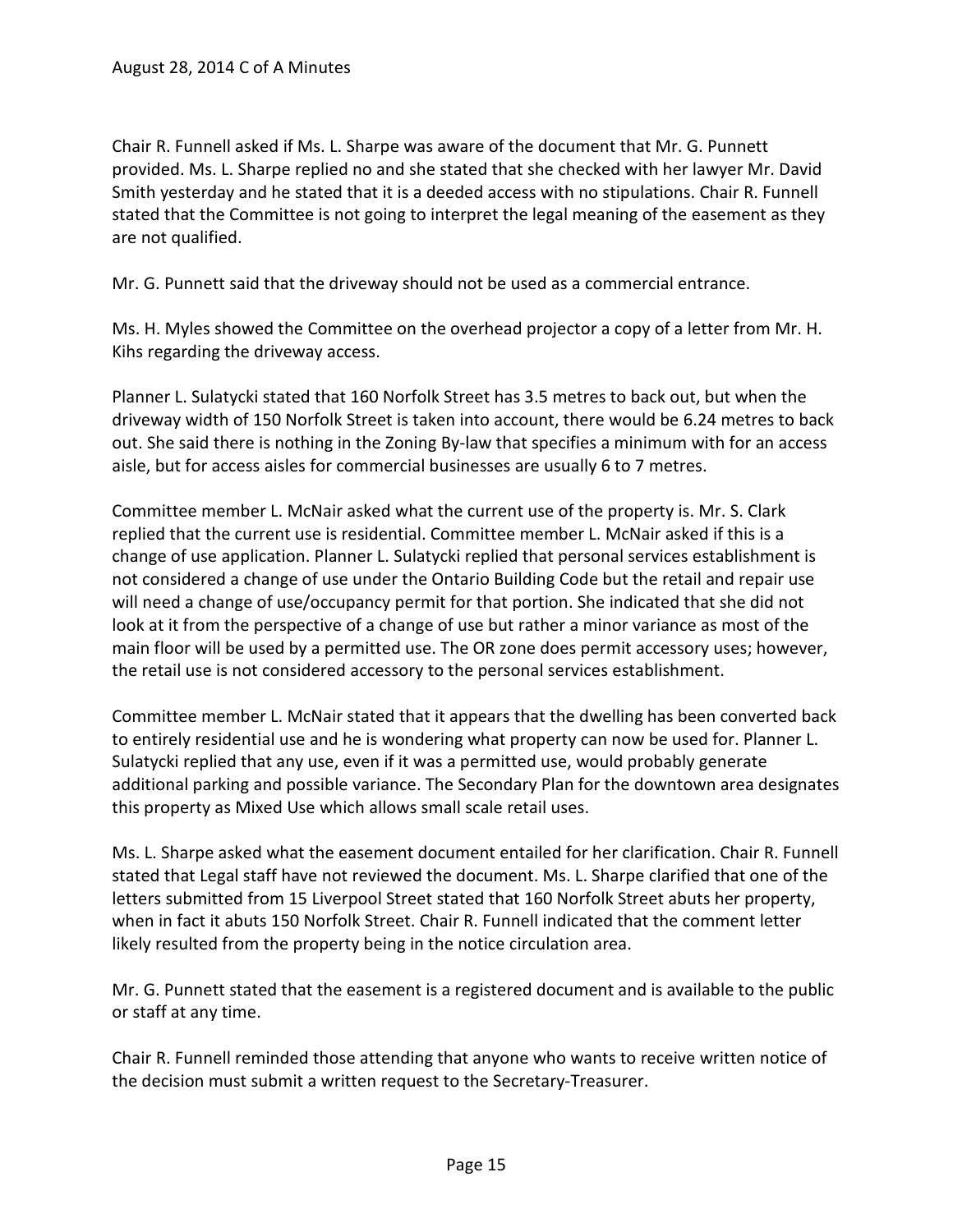Chair R. Funnell asked if Ms. L. Sharpe was aware of the document that Mr. G. Punnett provided. Ms. L. Sharpe replied no and she stated that she checked with her lawyer Mr. David Smith yesterday and he stated that it is a deeded access with no stipulations. Chair R. Funnell stated that the Committee is not going to interpret the legal meaning of the easement as they are not qualified.

Mr. G. Punnett said that the driveway should not be used as a commercial entrance.

Ms. H. Myles showed the Committee on the overhead projector a copy of a letter from Mr. H. Kihs regarding the driveway access.

Planner L. Sulatycki stated that 160 Norfolk Street has 3.5 metres to back out, but when the driveway width of 150 Norfolk Street is taken into account, there would be 6.24 metres to back out. She said there is nothing in the Zoning By-law that specifies a minimum with for an access aisle, but for access aisles for commercial businesses are usually 6 to 7 metres.

Committee member L. McNair asked what the current use of the property is. Mr. S. Clark replied that the current use is residential. Committee member L. McNair asked if this is a change of use application. Planner L. Sulatycki replied that personal services establishment is not considered a change of use under the Ontario Building Code but the retail and repair use will need a change of use/occupancy permit for that portion. She indicated that she did not look at it from the perspective of a change of use but rather a minor variance as most of the main floor will be used by a permitted use. The OR zone does permit accessory uses; however, the retail use is not considered accessory to the personal services establishment.

Committee member L. McNair stated that it appears that the dwelling has been converted back to entirely residential use and he is wondering what property can now be used for. Planner L. Sulatycki replied that any use, even if it was a permitted use, would probably generate additional parking and possible variance. The Secondary Plan for the downtown area designates this property as Mixed Use which allows small scale retail uses.

Ms. L. Sharpe asked what the easement document entailed for her clarification. Chair R. Funnell stated that Legal staff have not reviewed the document. Ms. L. Sharpe clarified that one of the letters submitted from 15 Liverpool Street stated that 160 Norfolk Street abuts her property, when in fact it abuts 150 Norfolk Street. Chair R. Funnell indicated that the comment letter likely resulted from the property being in the notice circulation area.

Mr. G. Punnett stated that the easement is a registered document and is available to the public or staff at any time.

Chair R. Funnell reminded those attending that anyone who wants to receive written notice of the decision must submit a written request to the Secretary-Treasurer.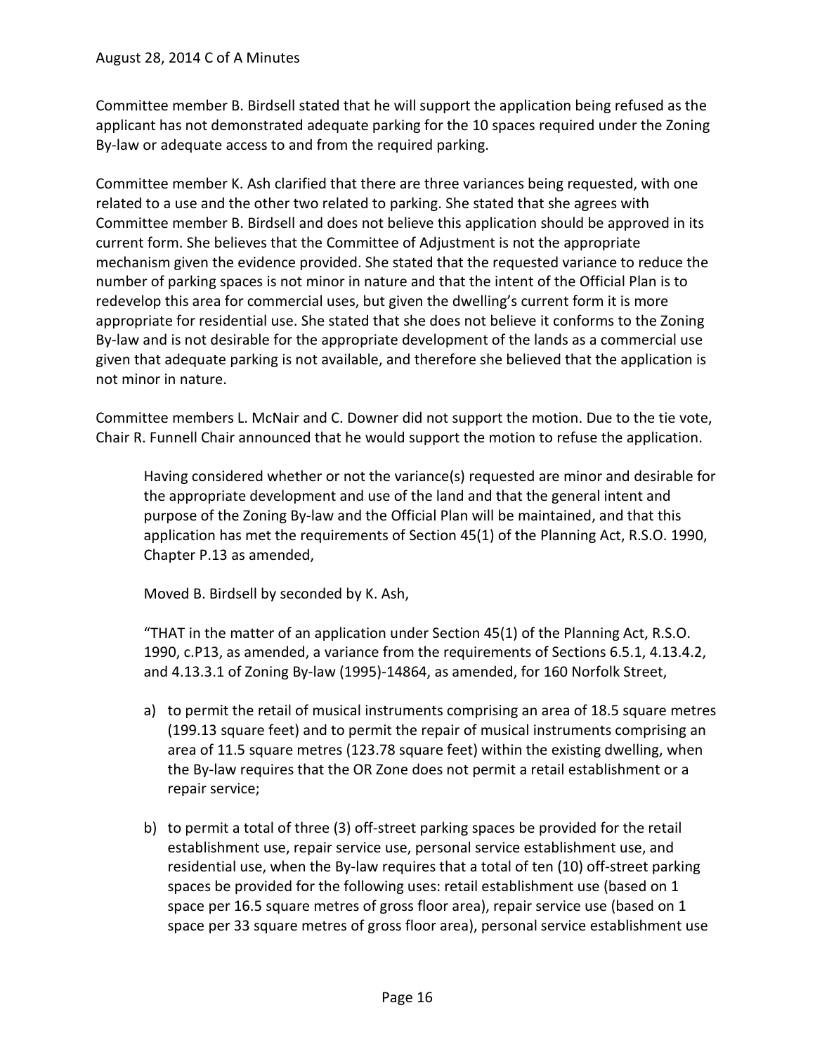Committee member B. Birdsell stated that he will support the application being refused as the applicant has not demonstrated adequate parking for the 10 spaces required under the Zoning By-law or adequate access to and from the required parking.

Committee member K. Ash clarified that there are three variances being requested, with one related to a use and the other two related to parking. She stated that she agrees with Committee member B. Birdsell and does not believe this application should be approved in its current form. She believes that the Committee of Adjustment is not the appropriate mechanism given the evidence provided. She stated that the requested variance to reduce the number of parking spaces is not minor in nature and that the intent of the Official Plan is to redevelop this area for commercial uses, but given the dwelling's current form it is more appropriate for residential use. She stated that she does not believe it conforms to the Zoning By-law and is not desirable for the appropriate development of the lands as a commercial use given that adequate parking is not available, and therefore she believed that the application is not minor in nature.

Committee members L. McNair and C. Downer did not support the motion. Due to the tie vote, Chair R. Funnell Chair announced that he would support the motion to refuse the application.

> Having considered whether or not the variance(s) requested are minor and desirable for the appropriate development and use of the land and that the general intent and purpose of the Zoning By-law and the Official Plan will be maintained, and that this application has met the requirements of Section 45(1) of the Planning Act, R.S.O. 1990, Chapter P.13 as amended,
>
> Moved B. Birdsell by seconded by K. Ash,
>
> "THAT in the matter of an application under Section 45(1) of the Planning Act, R.S.O. 1990, c.P13, as amended, a variance from the requirements of Sections 6.5.1, 4.13.4.2, and 4.13.3.1 of Zoning By-law (1995)-14864, as amended, for 160 Norfolk Street,
>
> a) to permit the retail of musical instruments comprising an area of 18.5 square metres (199.13 square feet) and to permit the repair of musical instruments comprising an area of 11.5 square metres (123.78 square feet) within the existing dwelling, when the By-law requires that the OR Zone does not permit a retail establishment or a repair service;
>
> b) to permit a total of three (3) off-street parking spaces be provided for the retail establishment use, repair service use, personal service establishment use, and residential use, when the By-law requires that a total of ten (10) off-street parking spaces be provided for the following uses: retail establishment use (based on 1 space per 16.5 square metres of gross floor area), repair service use (based on 1 space per 33 square metres of gross floor area), personal service establishment use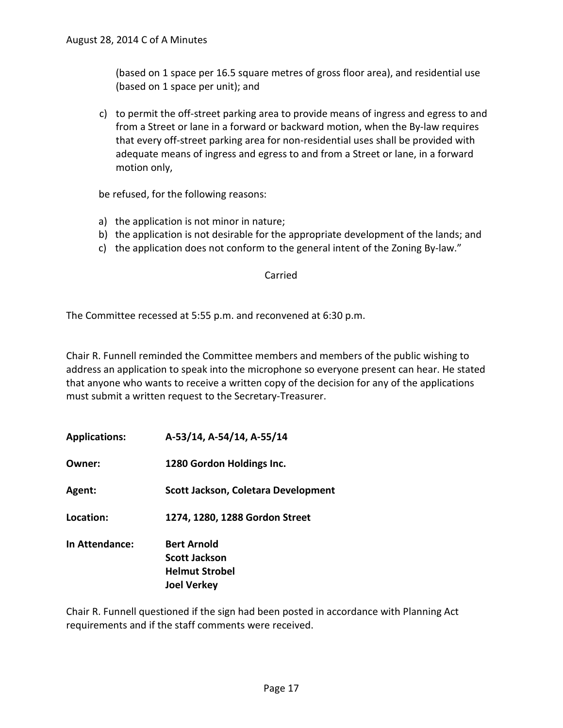(based on 1 space per 16.5 square metres of gross floor area), and residential use (based on 1 space per unit); and

c) to permit the off-street parking area to provide means of ingress and egress to and from a Street or lane in a forward or backward motion, when the By-law requires that every off-street parking area for non-residential uses shall be provided with adequate means of ingress and egress to and from a Street or lane, in a forward motion only,

be refused, for the following reasons:

a) the application is not minor in nature;
b) the application is not desirable for the appropriate development of the lands; and
c) the application does not conform to the general intent of the Zoning By-law."

Carried

The Committee recessed at 5:55 p.m. and reconvened at 6:30 p.m.

Chair R. Funnell reminded the Committee members and members of the public wishing to address an application to speak into the microphone so everyone present can hear. He stated that anyone who wants to receive a written copy of the decision for any of the applications must submit a written request to the Secretary-Treasurer.

**Applications:** **A-53/14, A-54/14, A-55/14**

**Owner:** **1280 Gordon Holdings Inc.**

**Agent:** **Scott Jackson, Coletara Development**

**Location:** **1274, 1280, 1288 Gordon Street**

**In Attendance:** **Bert Arnold**
**Scott Jackson**
**Helmut Strobel**
**Joel Verkey**

Chair R. Funnell questioned if the sign had been posted in accordance with Planning Act requirements and if the staff comments were received.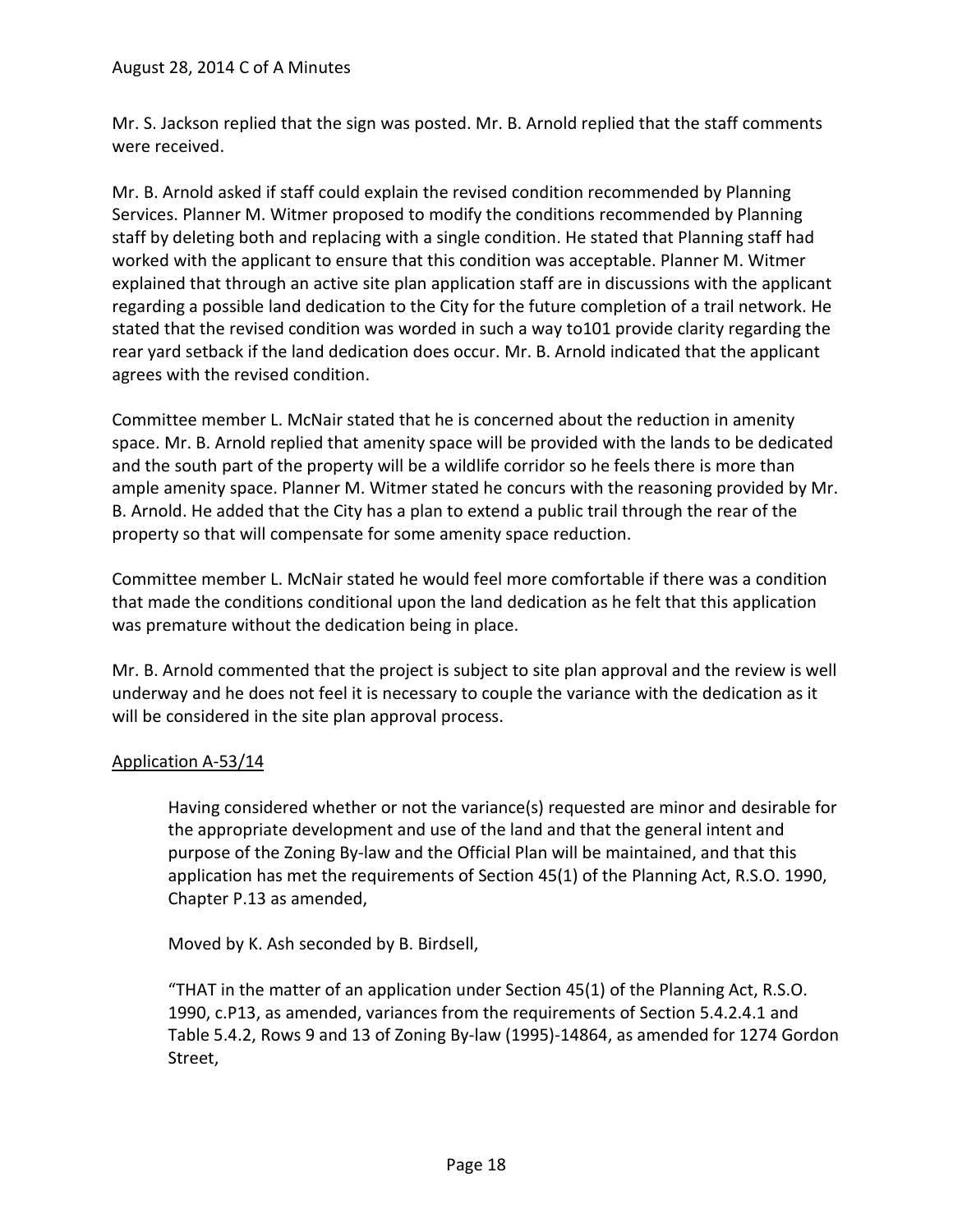Mr. S. Jackson replied that the sign was posted. Mr. B. Arnold replied that the staff comments were received.

Mr. B. Arnold asked if staff could explain the revised condition recommended by Planning Services. Planner M. Witmer proposed to modify the conditions recommended by Planning staff by deleting both and replacing with a single condition. He stated that Planning staff had worked with the applicant to ensure that this condition was acceptable. Planner M. Witmer explained that through an active site plan application staff are in discussions with the applicant regarding a possible land dedication to the City for the future completion of a trail network. He stated that the revised condition was worded in such a way to101 provide clarity regarding the rear yard setback if the land dedication does occur. Mr. B. Arnold indicated that the applicant agrees with the revised condition.

Committee member L. McNair stated that he is concerned about the reduction in amenity space. Mr. B. Arnold replied that amenity space will be provided with the lands to be dedicated and the south part of the property will be a wildlife corridor so he feels there is more than ample amenity space. Planner M. Witmer stated he concurs with the reasoning provided by Mr. B. Arnold. He added that the City has a plan to extend a public trail through the rear of the property so that will compensate for some amenity space reduction.

Committee member L. McNair stated he would feel more comfortable if there was a condition that made the conditions conditional upon the land dedication as he felt that this application was premature without the dedication being in place.

Mr. B. Arnold commented that the project is subject to site plan approval and the review is well underway and he does not feel it is necessary to couple the variance with the dedication as it will be considered in the site plan approval process.

<u>Application A-53/14</u>

> Having considered whether or not the variance(s) requested are minor and desirable for the appropriate development and use of the land and that the general intent and purpose of the Zoning By-law and the Official Plan will be maintained, and that this application has met the requirements of Section 45(1) of the Planning Act, R.S.O. 1990, Chapter P.13 as amended,
>
> Moved by K. Ash seconded by B. Birdsell,
>
> "THAT in the matter of an application under Section 45(1) of the Planning Act, R.S.O. 1990, c.P13, as amended, variances from the requirements of Section 5.4.2.4.1 and Table 5.4.2, Rows 9 and 13 of Zoning By-law (1995)-14864, as amended for 1274 Gordon Street,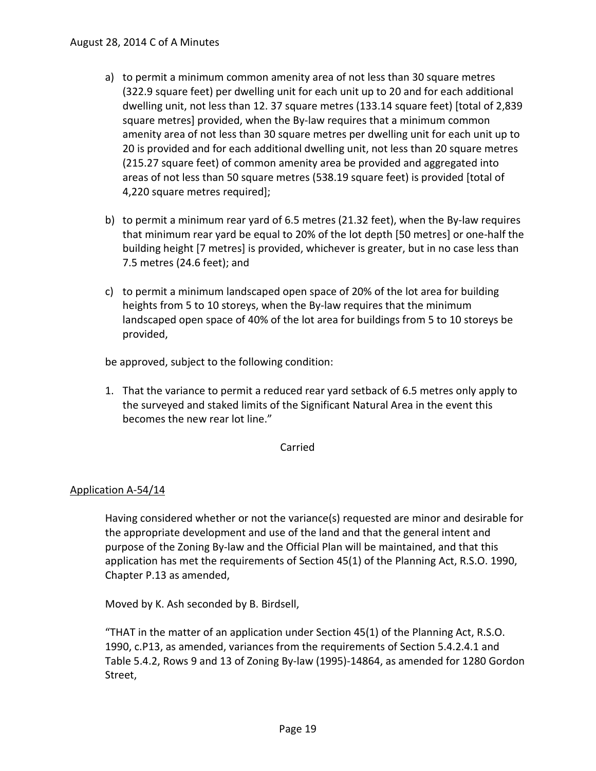a) to permit a minimum common amenity area of not less than 30 square metres (322.9 square feet) per dwelling unit for each unit up to 20 and for each additional dwelling unit, not less than 12. 37 square metres (133.14 square feet) [total of 2,839 square metres] provided, when the By-law requires that a minimum common amenity area of not less than 30 square metres per dwelling unit for each unit up to 20 is provided and for each additional dwelling unit, not less than 20 square metres (215.27 square feet) of common amenity area be provided and aggregated into areas of not less than 50 square metres (538.19 square feet) is provided [total of 4,220 square metres required];

b) to permit a minimum rear yard of 6.5 metres (21.32 feet), when the By-law requires that minimum rear yard be equal to 20% of the lot depth [50 metres] or one-half the building height [7 metres] is provided, whichever is greater, but in no case less than 7.5 metres (24.6 feet); and

c) to permit a minimum landscaped open space of 20% of the lot area for building heights from 5 to 10 storeys, when the By-law requires that the minimum landscaped open space of 40% of the lot area for buildings from 5 to 10 storeys be provided,

be approved, subject to the following condition:

1. That the variance to permit a reduced rear yard setback of 6.5 metres only apply to the surveyed and staked limits of the Significant Natural Area in the event this becomes the new rear lot line."

Carried

Application A-54/14

Having considered whether or not the variance(s) requested are minor and desirable for the appropriate development and use of the land and that the general intent and purpose of the Zoning By-law and the Official Plan will be maintained, and that this application has met the requirements of Section 45(1) of the Planning Act, R.S.O. 1990, Chapter P.13 as amended,

Moved by K. Ash seconded by B. Birdsell,

"THAT in the matter of an application under Section 45(1) of the Planning Act, R.S.O. 1990, c.P13, as amended, variances from the requirements of Section 5.4.2.4.1 and Table 5.4.2, Rows 9 and 13 of Zoning By-law (1995)-14864, as amended for 1280 Gordon Street,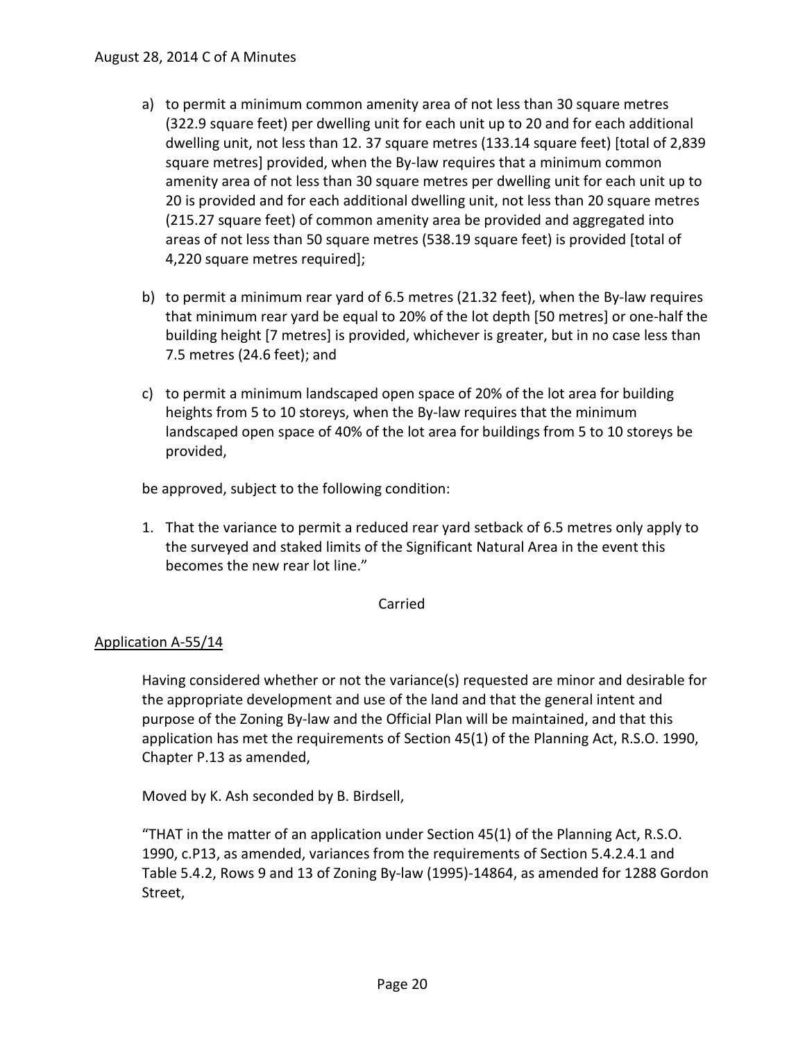a) to permit a minimum common amenity area of not less than 30 square metres (322.9 square feet) per dwelling unit for each unit up to 20 and for each additional dwelling unit, not less than 12. 37 square metres (133.14 square feet) [total of 2,839 square metres] provided, when the By-law requires that a minimum common amenity area of not less than 30 square metres per dwelling unit for each unit up to 20 is provided and for each additional dwelling unit, not less than 20 square metres (215.27 square feet) of common amenity area be provided and aggregated into areas of not less than 50 square metres (538.19 square feet) is provided [total of 4,220 square metres required];

b) to permit a minimum rear yard of 6.5 metres (21.32 feet), when the By-law requires that minimum rear yard be equal to 20% of the lot depth [50 metres] or one-half the building height [7 metres] is provided, whichever is greater, but in no case less than 7.5 metres (24.6 feet); and

c) to permit a minimum landscaped open space of 20% of the lot area for building heights from 5 to 10 storeys, when the By-law requires that the minimum landscaped open space of 40% of the lot area for buildings from 5 to 10 storeys be provided,

be approved, subject to the following condition:

1. That the variance to permit a reduced rear yard setback of 6.5 metres only apply to the surveyed and staked limits of the Significant Natural Area in the event this becomes the new rear lot line."

Carried

Application A-55/14

Having considered whether or not the variance(s) requested are minor and desirable for the appropriate development and use of the land and that the general intent and purpose of the Zoning By-law and the Official Plan will be maintained, and that this application has met the requirements of Section 45(1) of the Planning Act, R.S.O. 1990, Chapter P.13 as amended,

Moved by K. Ash seconded by B. Birdsell,

"THAT in the matter of an application under Section 45(1) of the Planning Act, R.S.O. 1990, c.P13, as amended, variances from the requirements of Section 5.4.2.4.1 and Table 5.4.2, Rows 9 and 13 of Zoning By-law (1995)-14864, as amended for 1288 Gordon Street,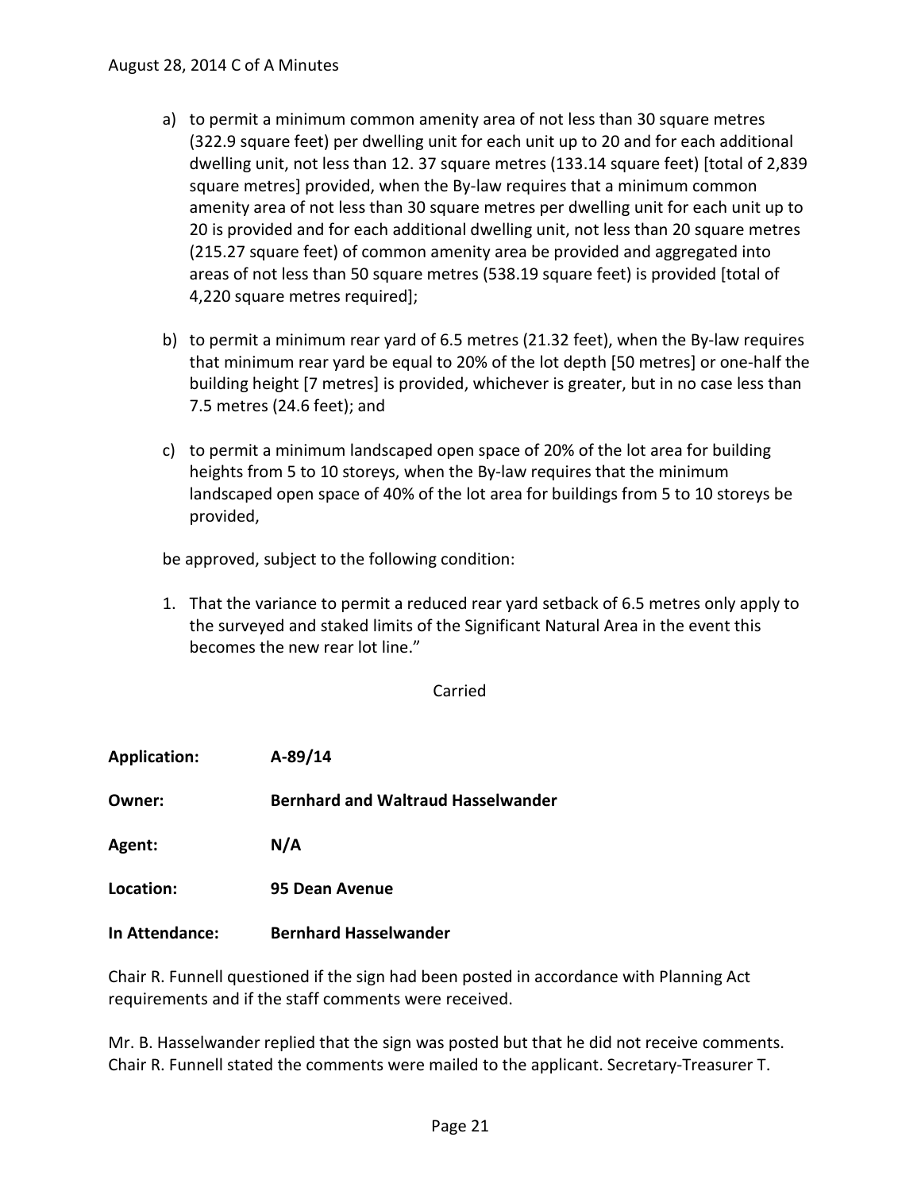a) to permit a minimum common amenity area of not less than 30 square metres (322.9 square feet) per dwelling unit for each unit up to 20 and for each additional dwelling unit, not less than 12. 37 square metres (133.14 square feet) [total of 2,839 square metres] provided, when the By-law requires that a minimum common amenity area of not less than 30 square metres per dwelling unit for each unit up to 20 is provided and for each additional dwelling unit, not less than 20 square metres (215.27 square feet) of common amenity area be provided and aggregated into areas of not less than 50 square metres (538.19 square feet) is provided [total of 4,220 square metres required];

b) to permit a minimum rear yard of 6.5 metres (21.32 feet), when the By-law requires that minimum rear yard be equal to 20% of the lot depth [50 metres] or one-half the building height [7 metres] is provided, whichever is greater, but in no case less than 7.5 metres (24.6 feet); and

c) to permit a minimum landscaped open space of 20% of the lot area for building heights from 5 to 10 storeys, when the By-law requires that the minimum landscaped open space of 40% of the lot area for buildings from 5 to 10 storeys be provided,

be approved, subject to the following condition:

1. That the variance to permit a reduced rear yard setback of 6.5 metres only apply to the surveyed and staked limits of the Significant Natural Area in the event this becomes the new rear lot line."

Carried

**Application:** **A-89/14**

**Owner:** **Bernhard and Waltraud Hasselwander**

**Agent:** **N/A**

**Location:** **95 Dean Avenue**

**In Attendance:** **Bernhard Hasselwander**

Chair R. Funnell questioned if the sign had been posted in accordance with Planning Act requirements and if the staff comments were received.

Mr. B. Hasselwander replied that the sign was posted but that he did not receive comments. Chair R. Funnell stated the comments were mailed to the applicant. Secretary-Treasurer T.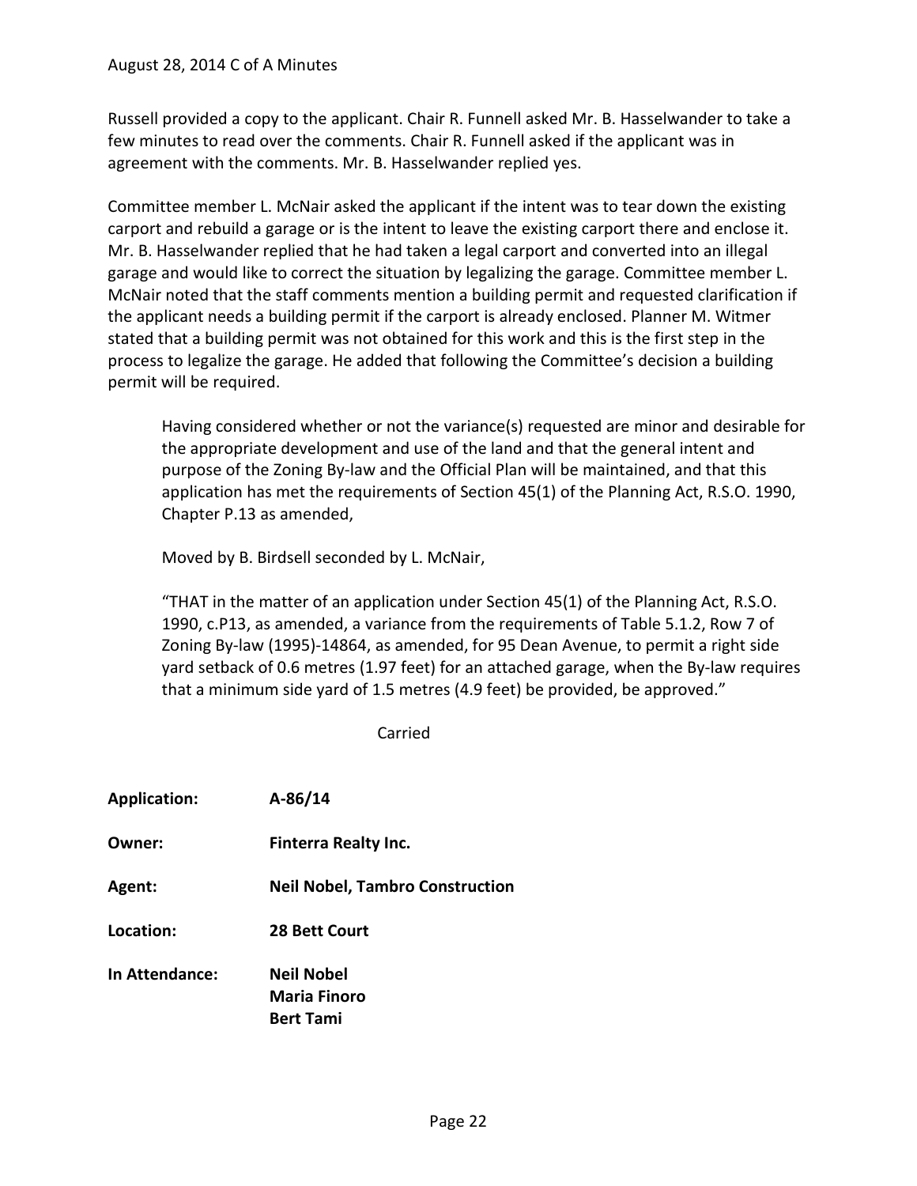Russell provided a copy to the applicant. Chair R. Funnell asked Mr. B. Hasselwander to take a few minutes to read over the comments. Chair R. Funnell asked if the applicant was in agreement with the comments. Mr. B. Hasselwander replied yes.

Committee member L. McNair asked the applicant if the intent was to tear down the existing carport and rebuild a garage or is the intent to leave the existing carport there and enclose it. Mr. B. Hasselwander replied that he had taken a legal carport and converted into an illegal garage and would like to correct the situation by legalizing the garage. Committee member L. McNair noted that the staff comments mention a building permit and requested clarification if the applicant needs a building permit if the carport is already enclosed. Planner M. Witmer stated that a building permit was not obtained for this work and this is the first step in the process to legalize the garage. He added that following the Committee's decision a building permit will be required.

> Having considered whether or not the variance(s) requested are minor and desirable for the appropriate development and use of the land and that the general intent and purpose of the Zoning By-law and the Official Plan will be maintained, and that this application has met the requirements of Section 45(1) of the Planning Act, R.S.O. 1990, Chapter P.13 as amended,
>
> Moved by B. Birdsell seconded by L. McNair,
>
> "THAT in the matter of an application under Section 45(1) of the Planning Act, R.S.O. 1990, c.P13, as amended, a variance from the requirements of Table 5.1.2, Row 7 of Zoning By-law (1995)-14864, as amended, for 95 Dean Avenue, to permit a right side yard setback of 0.6 metres (1.97 feet) for an attached garage, when the By-law requires that a minimum side yard of 1.5 metres (4.9 feet) be provided, be approved."

Carried

**Application:** **A-86/14**

**Owner:** **Finterra Realty Inc.**

**Agent:** **Neil Nobel, Tambro Construction**

**Location:** **28 Bett Court**

**In Attendance:** **Neil Nobel**
**Maria Finoro**
**Bert Tami**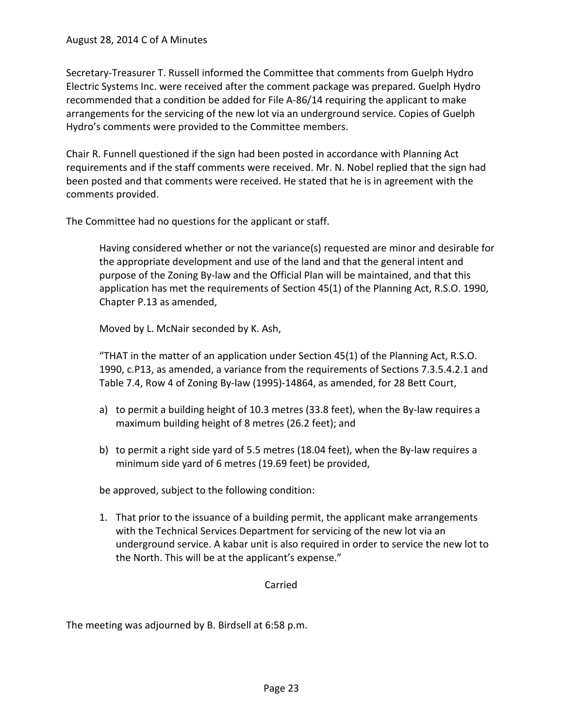Secretary-Treasurer T. Russell informed the Committee that comments from Guelph Hydro Electric Systems Inc. were received after the comment package was prepared. Guelph Hydro recommended that a condition be added for File A-86/14 requiring the applicant to make arrangements for the servicing of the new lot via an underground service. Copies of Guelph Hydro's comments were provided to the Committee members.

Chair R. Funnell questioned if the sign had been posted in accordance with Planning Act requirements and if the staff comments were received. Mr. N. Nobel replied that the sign had been posted and that comments were received. He stated that he is in agreement with the comments provided.

The Committee had no questions for the applicant or staff.

> Having considered whether or not the variance(s) requested are minor and desirable for the appropriate development and use of the land and that the general intent and purpose of the Zoning By-law and the Official Plan will be maintained, and that this application has met the requirements of Section 45(1) of the Planning Act, R.S.O. 1990, Chapter P.13 as amended,
>
> Moved by L. McNair seconded by K. Ash,
>
> "THAT in the matter of an application under Section 45(1) of the Planning Act, R.S.O. 1990, c.P13, as amended, a variance from the requirements of Sections 7.3.5.4.2.1 and Table 7.4, Row 4 of Zoning By-law (1995)-14864, as amended, for 28 Bett Court,
>
> a) to permit a building height of 10.3 metres (33.8 feet), when the By-law requires a maximum building height of 8 metres (26.2 feet); and
>
> b) to permit a right side yard of 5.5 metres (18.04 feet), when the By-law requires a minimum side yard of 6 metres (19.69 feet) be provided,
>
> be approved, subject to the following condition:
>
> 1. That prior to the issuance of a building permit, the applicant make arrangements with the Technical Services Department for servicing of the new lot via an underground service. A kabar unit is also required in order to service the new lot to the North. This will be at the applicant's expense."
>
> Carried

The meeting was adjourned by B. Birdsell at 6:58 p.m.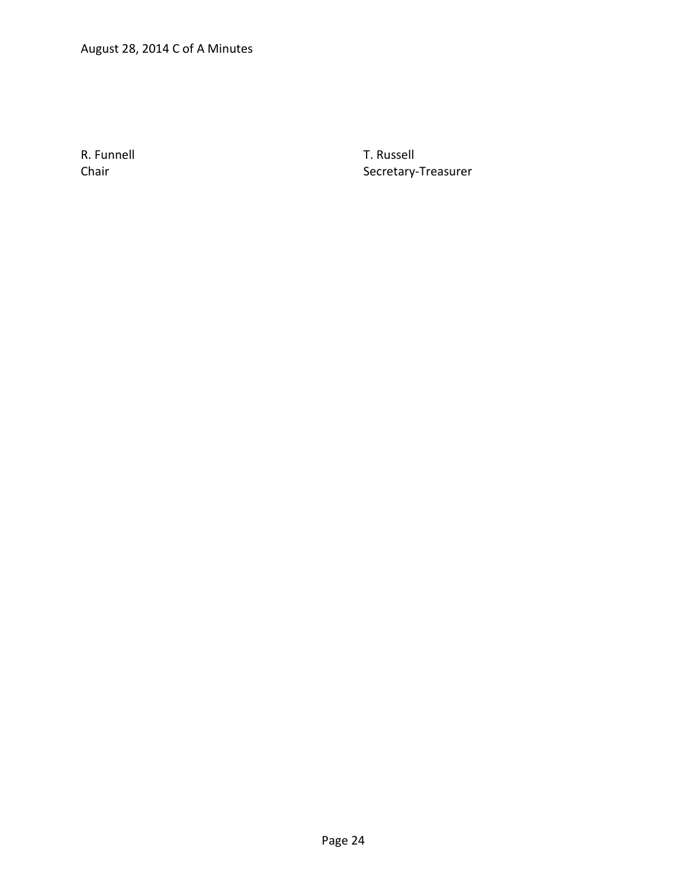R. Funnell
Chair

T. Russell
Secretary-Treasurer